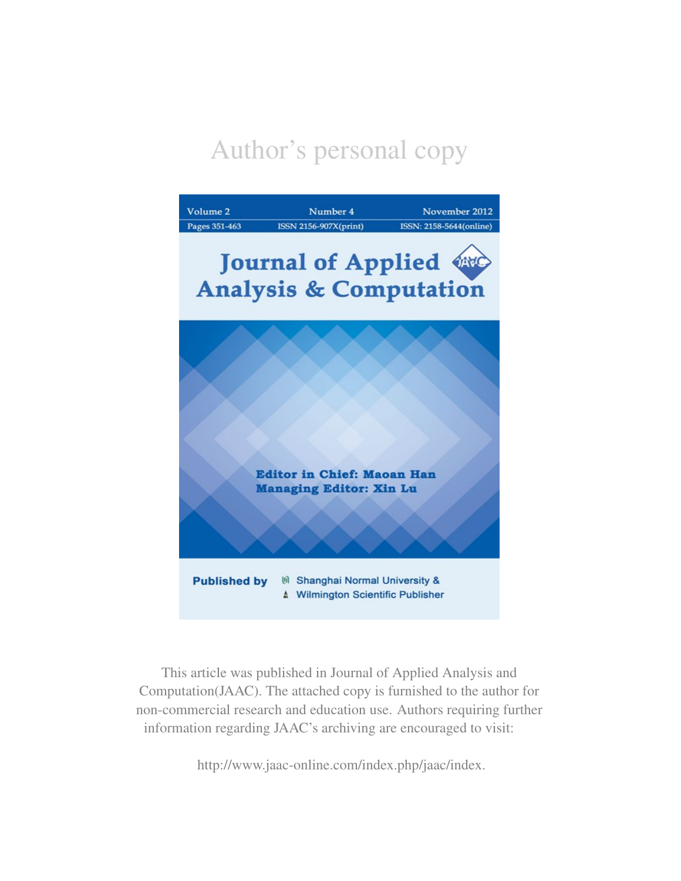Author's personal copy

Volume 2 | Number 4 | November 2012

Pages 351-463 | ISSN 2156-907X(print) | ISSN: 2158-5644(online)

# Journal of Applied Analysis & Computation

**Editor in Chief: Maoan Han**
**Managing Editor: Xin Lu**

**Published by** Shanghai Normal University & Wilmington Scientific Publisher

This article was published in Journal of Applied Analysis and Computation(JAAC). The attached copy is furnished to the author for non-commercial research and education use. Authors requiring further information regarding JAAC's archiving are encouraged to visit:

http://www.jaac-online.com/index.php/jaac/index.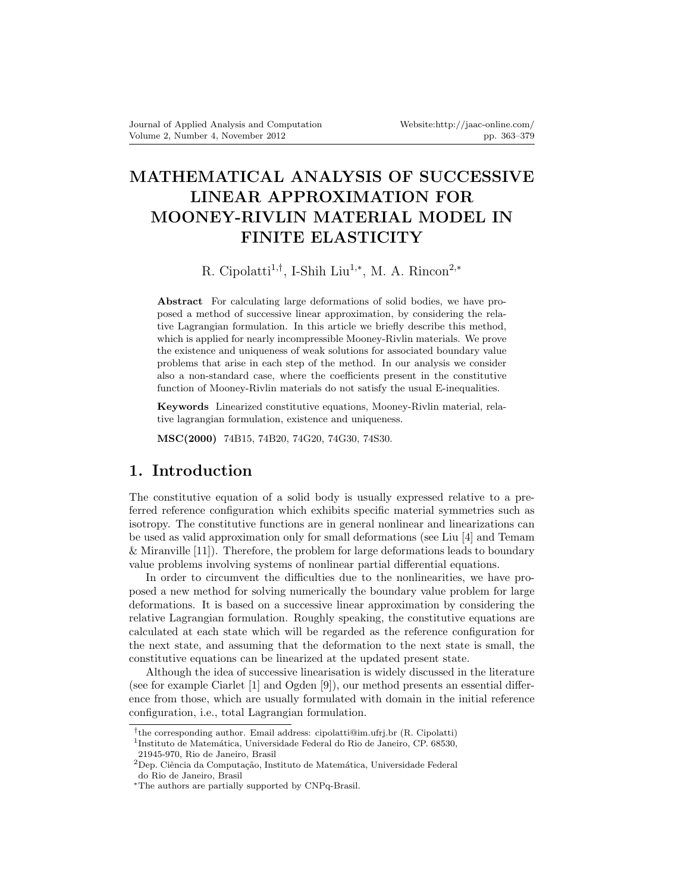# MATHEMATICAL ANALYSIS OF SUCCESSIVE LINEAR APPROXIMATION FOR MOONEY-RIVLIN MATERIAL MODEL IN FINITE ELASTICITY

R. Cipolatti[1,†], I-Shih Liu[1,*], M. A. Rincon[2,*]

**Abstract** For calculating large deformations of solid bodies, we have proposed a method of successive linear approximation, by considering the relative Lagrangian formulation. In this article we briefly describe this method, which is applied for nearly incompressible Mooney-Rivlin materials. We prove the existence and uniqueness of weak solutions for associated boundary value problems that arise in each step of the method. In our analysis we consider also a non-standard case, where the coefficients present in the constitutive function of Mooney-Rivlin materials do not satisfy the usual E-inequalities.

**Keywords** Linearized constitutive equations, Mooney-Rivlin material, relative lagrangian formulation, existence and uniqueness.

**MSC(2000)** 74B15, 74B20, 74G20, 74G30, 74S30.

## 1. Introduction

The constitutive equation of a solid body is usually expressed relative to a preferred reference configuration which exhibits specific material symmetries such as isotropy. The constitutive functions are in general nonlinear and linearizations can be used as valid approximation only for small deformations (see Liu [4] and Temam & Miranville [11]). Therefore, the problem for large deformations leads to boundary value problems involving systems of nonlinear partial differential equations.

In order to circumvent the difficulties due to the nonlinearities, we have proposed a new method for solving numerically the boundary value problem for large deformations. It is based on a successive linear approximation by considering the relative Lagrangian formulation. Roughly speaking, the constitutive equations are calculated at each state which will be regarded as the reference configuration for the next state, and assuming that the deformation to the next state is small, the constitutive equations can be linearized at the updated present state.

Although the idea of successive linearisation is widely discussed in the literature (see for example Ciarlet [1] and Ogden [9]), our method presents an essential difference from those, which are usually formulated with domain in the initial reference configuration, i.e., total Lagrangian formulation.

---

[†]the corresponding author. Email address: cipolatti@im.ufrj.br (R. Cipolatti)
[1]Instituto de Matemática, Universidade Federal do Rio de Janeiro, CP. 68530, 21945-970, Rio de Janeiro, Brasil
[2]Dep. Ciência da Computação, Instituto de Matemática, Universidade Federal do Rio de Janeiro, Brasil
[*]The authors are partially supported by CNPq-Brasil.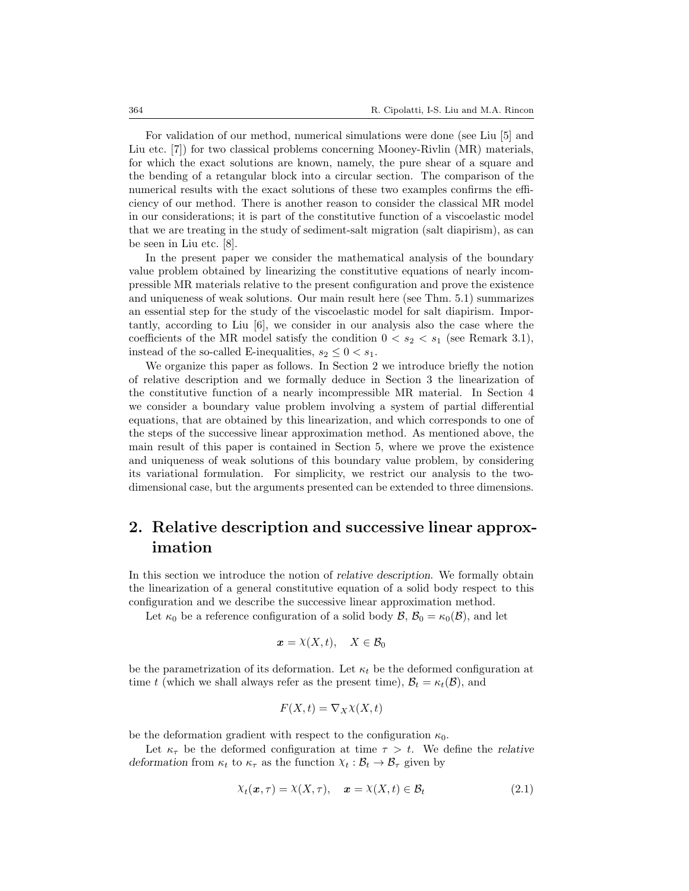For validation of our method, numerical simulations were done (see Liu [5] and Liu etc. [7]) for two classical problems concerning Mooney-Rivlin (MR) materials, for which the exact solutions are known, namely, the pure shear of a square and the bending of a retangular block into a circular section. The comparison of the numerical results with the exact solutions of these two examples confirms the efficiency of our method. There is another reason to consider the classical MR model in our considerations; it is part of the constitutive function of a viscoelastic model that we are treating in the study of sediment-salt migration (salt diapirism), as can be seen in Liu etc. [8].

In the present paper we consider the mathematical analysis of the boundary value problem obtained by linearizing the constitutive equations of nearly incompressible MR materials relative to the present configuration and prove the existence and uniqueness of weak solutions. Our main result here (see Thm. 5.1) summarizes an essential step for the study of the viscoelastic model for salt diapirism. Importantly, according to Liu [6], we consider in our analysis also the case where the coefficients of the MR model satisfy the condition $0 < s_2 < s_1$ (see Remark 3.1), instead of the so-called E-inequalities, $s_2 \leq 0 < s_1$.

We organize this paper as follows. In Section 2 we introduce briefly the notion of relative description and we formally deduce in Section 3 the linearization of the constitutive function of a nearly incompressible MR material. In Section 4 we consider a boundary value problem involving a system of partial differential equations, that are obtained by this linearization, and which corresponds to one of the steps of the successive linear approximation method. As mentioned above, the main result of this paper is contained in Section 5, where we prove the existence and uniqueness of weak solutions of this boundary value problem, by considering its variational formulation. For simplicity, we restrict our analysis to the two-dimensional case, but the arguments presented can be extended to three dimensions.

## 2. Relative description and successive linear approximation

In this section we introduce the notion of *relative description*. We formally obtain the linearization of a general constitutive equation of a solid body respect to this configuration and we describe the successive linear approximation method.

Let $\kappa_0$ be a reference configuration of a solid body $\mathcal{B}$, $\mathcal{B}_0 = \kappa_0(\mathcal{B})$, and let

$$\boldsymbol{x} = \chi(X, t), \quad X \in \mathcal{B}_0$$

be the parametrization of its deformation. Let $\kappa_t$ be the deformed configuration at time $t$ (which we shall always refer as the present time), $\mathcal{B}_t = \kappa_t(\mathcal{B})$, and

$$F(X, t) = \nabla_X \chi(X, t)$$

be the deformation gradient with respect to the configuration $\kappa_0$.

Let $\kappa_\tau$ be the deformed configuration at time $\tau > t$. We define the *relative deformation* from $\kappa_t$ to $\kappa_\tau$ as the function $\chi_t : \mathcal{B}_t \to \mathcal{B}_\tau$ given by

$$\chi_t(\boldsymbol{x}, \tau) = \chi(X, \tau), \quad \boldsymbol{x} = \chi(X, t) \in \mathcal{B}_t \tag{2.1}$$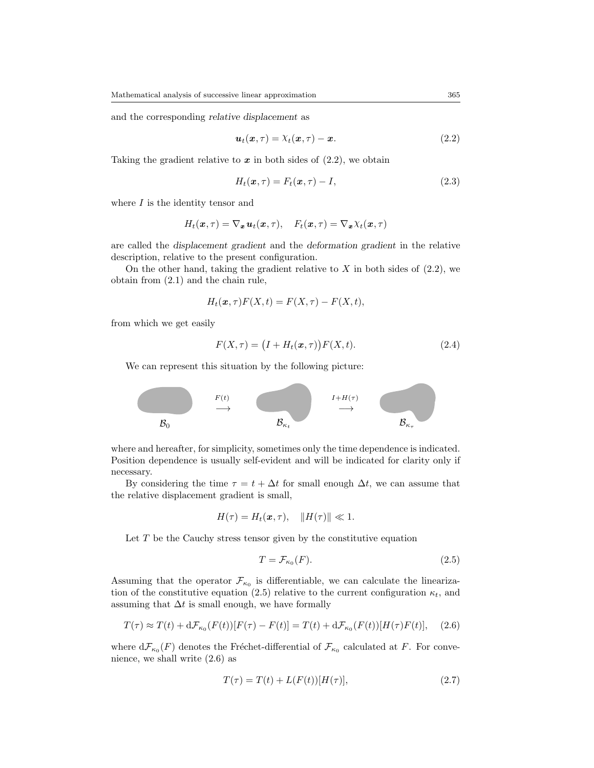and the corresponding *relative displacement* as

$$\boldsymbol{u}_t(\boldsymbol{x},\tau) = \chi_t(\boldsymbol{x},\tau) - \boldsymbol{x}. \tag{2.2}$$

Taking the gradient relative to $\boldsymbol{x}$ in both sides of (2.2), we obtain

$$H_t(\boldsymbol{x},\tau) = F_t(\boldsymbol{x},\tau) - I, \tag{2.3}$$

where $I$ is the identity tensor and

$$H_t(\boldsymbol{x},\tau) = \nabla_{\boldsymbol{x}}\, \boldsymbol{u}_t(\boldsymbol{x},\tau), \quad F_t(\boldsymbol{x},\tau) = \nabla_{\boldsymbol{x}}\chi_t(\boldsymbol{x},\tau)$$

are called the *displacement gradient* and the *deformation gradient* in the relative description, relative to the present configuration.

On the other hand, taking the gradient relative to $X$ in both sides of (2.2), we obtain from (2.1) and the chain rule,

$$H_t(\boldsymbol{x},\tau)F(X,t) = F(X,\tau) - F(X,t),$$

from which we get easily

$$F(X,\tau) = \big(I + H_t(\boldsymbol{x},\tau)\big)F(X,t). \tag{2.4}$$

We can represent this situation by the following picture:

$$\mathcal{B}_0 \quad \xrightarrow{F(t)} \quad \mathcal{B}_{\kappa_t} \quad \xrightarrow{I+H(\tau)} \quad \mathcal{B}_{\kappa_\tau}$$

where and hereafter, for simplicity, sometimes only the time dependence is indicated. Position dependence is usually self-evident and will be indicated for clarity only if necessary.

By considering the time $\tau = t + \Delta t$ for small enough $\Delta t$, we can assume that the relative displacement gradient is small,

$$H(\tau) = H_t(\boldsymbol{x},\tau), \quad \|H(\tau)\| \ll 1.$$

Let $T$ be the Cauchy stress tensor given by the constitutive equation

$$T = \mathcal{F}_{\kappa_0}(F). \tag{2.5}$$

Assuming that the operator $\mathcal{F}_{\kappa_0}$ is differentiable, we can calculate the linearization of the constitutive equation (2.5) relative to the current configuration $\kappa_t$, and assuming that $\Delta t$ is small enough, we have formally

$$T(\tau) \approx T(t) + \mathrm{d}\mathcal{F}_{\kappa_0}(F(t))[F(\tau) - F(t)] = T(t) + \mathrm{d}\mathcal{F}_{\kappa_0}(F(t))[H(\tau)F(t)], \tag{2.6}$$

where $\mathrm{d}\mathcal{F}_{\kappa_0}(F)$ denotes the Fréchet-differential of $\mathcal{F}_{\kappa_0}$ calculated at $F$. For convenience, we shall write (2.6) as

$$T(\tau) = T(t) + L(F(t))[H(\tau)], \tag{2.7}$$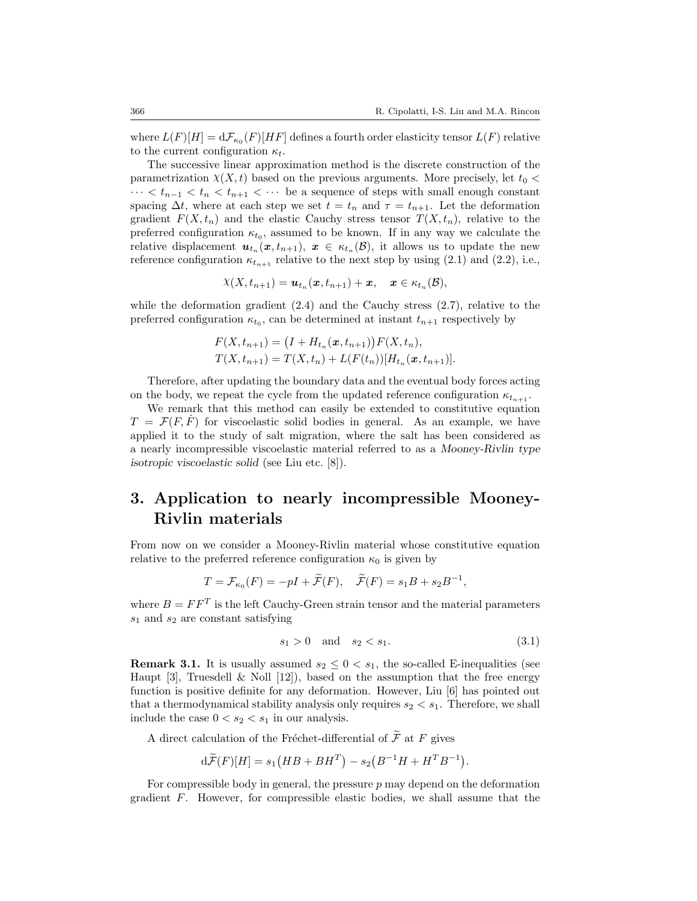where $L(F)[H] = \mathrm{d}\mathcal{F}_{\kappa_0}(F)[HF]$ defines a fourth order elasticity tensor $L(F)$ relative to the current configuration $\kappa_t$.

The successive linear approximation method is the discrete construction of the parametrization $\chi(X,t)$ based on the previous arguments. More precisely, let $t_0 < \cdots < t_{n-1} < t_n < t_{n+1} < \cdots$ be a sequence of steps with small enough constant spacing $\Delta t$, where at each step we set $t = t_n$ and $\tau = t_{n+1}$. Let the deformation gradient $F(X, t_n)$ and the elastic Cauchy stress tensor $T(X, t_n)$, relative to the preferred configuration $\kappa_{t_0}$, assumed to be known. If in any way we calculate the relative displacement $\boldsymbol{u}_{t_n}(\boldsymbol{x}, t_{n+1})$, $\boldsymbol{x} \in \kappa_{t_n}(\mathcal{B})$, it allows us to update the new reference configuration $\kappa_{t_{n+1}}$ relative to the next step by using (2.1) and (2.2), i.e.,

$$\chi(X, t_{n+1}) = \boldsymbol{u}_{t_n}(\boldsymbol{x}, t_{n+1}) + \boldsymbol{x}, \quad \boldsymbol{x} \in \kappa_{t_n}(\mathcal{B}),$$

while the deformation gradient (2.4) and the Cauchy stress (2.7), relative to the preferred configuration $\kappa_{t_0}$, can be determined at instant $t_{n+1}$ respectively by

$$\begin{aligned}
F(X, t_{n+1}) &= \big(I + H_{t_n}(\boldsymbol{x}, t_{n+1})\big) F(X, t_n), \\
T(X, t_{n+1}) &= T(X, t_n) + L(F(t_n))[H_{t_n}(\boldsymbol{x}, t_{n+1})].
\end{aligned}$$

Therefore, after updating the boundary data and the eventual body forces acting on the body, we repeat the cycle from the updated reference configuration $\kappa_{t_{n+1}}$.

We remark that this method can easily be extended to constitutive equation $T = \mathcal{F}(F, \dot{F})$ for viscoelastic solid bodies in general. As an example, we have applied it to the study of salt migration, where the salt has been considered as a nearly incompressible viscoelastic material referred to as a *Mooney-Rivlin type isotropic viscoelastic solid* (see Liu etc. [8]).

# 3. Application to nearly incompressible Mooney-Rivlin materials

From now on we consider a Mooney-Rivlin material whose constitutive equation relative to the preferred reference configuration $\kappa_0$ is given by

$$T = \mathcal{F}_{\kappa_0}(F) = -pI + \widetilde{\mathcal{F}}(F), \quad \widetilde{\mathcal{F}}(F) = s_1 B + s_2 B^{-1},$$

where $B = FF^T$ is the left Cauchy-Green strain tensor and the material parameters $s_1$ and $s_2$ are constant satisfying

$$s_1 > 0 \quad \text{and} \quad s_2 < s_1. \tag{3.1}$$

**Remark 3.1.** It is usually assumed $s_2 \leq 0 < s_1$, the so-called E-inequalities (see Haupt [3], Truesdell & Noll [12]), based on the assumption that the free energy function is positive definite for any deformation. However, Liu [6] has pointed out that a thermodynamical stability analysis only requires $s_2 < s_1$. Therefore, we shall include the case $0 < s_2 < s_1$ in our analysis.

A direct calculation of the Fréchet-differential of $\widetilde{\mathcal{F}}$ at $F$ gives

$$\mathrm{d}\widetilde{\mathcal{F}}(F)[H] = s_1\big(HB + BH^T\big) - s_2\big(B^{-1}H + H^T B^{-1}\big).$$

For compressible body in general, the pressure $p$ may depend on the deformation gradient $F$. However, for compressible elastic bodies, we shall assume that the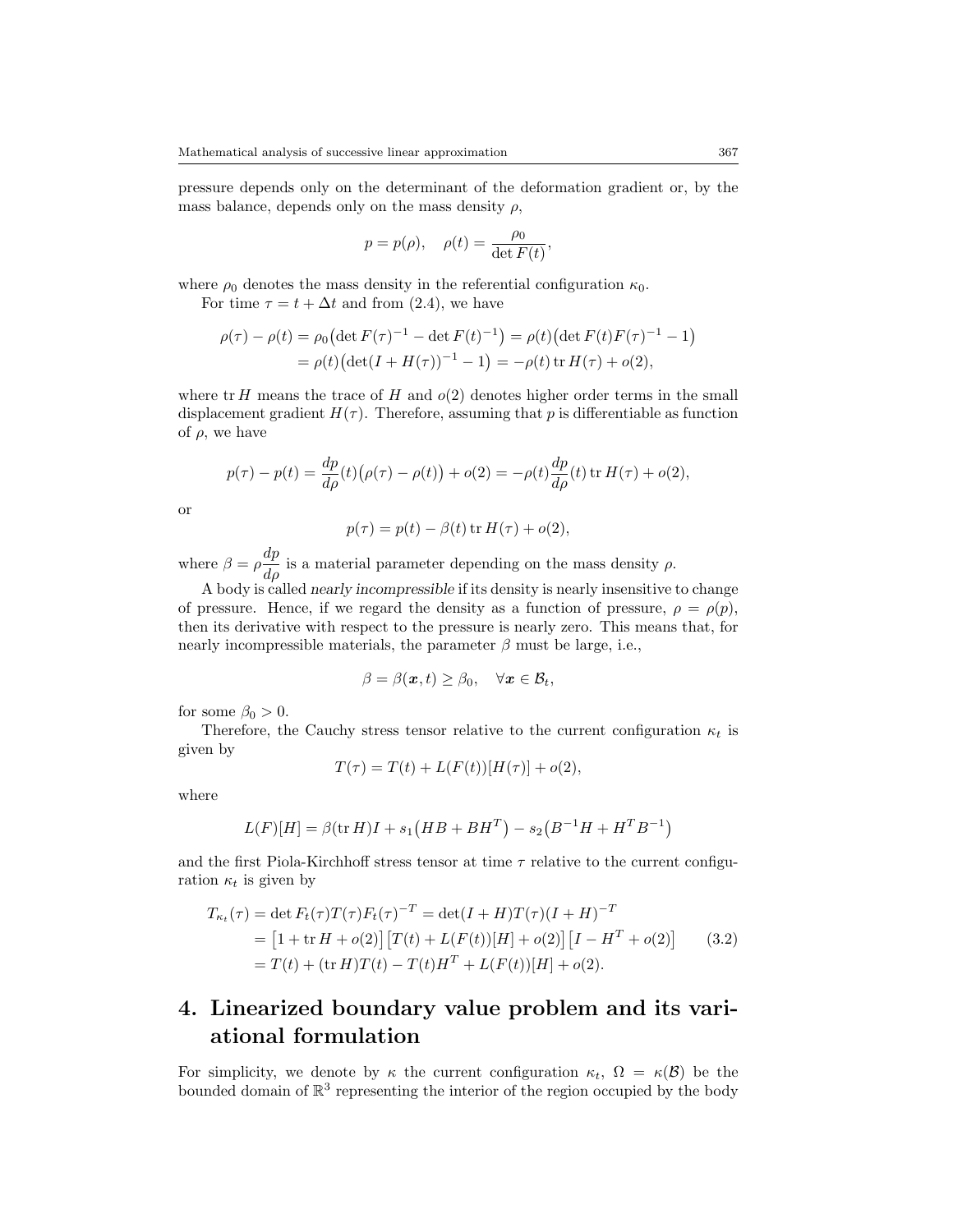pressure depends only on the determinant of the deformation gradient or, by the mass balance, depends only on the mass density $\rho$,

$$p = p(\rho), \quad \rho(t) = \frac{\rho_0}{\det F(t)},$$

where $\rho_0$ denotes the mass density in the referential configuration $\kappa_0$.

For time $\tau = t + \Delta t$ and from (2.4), we have

$$\begin{aligned}
\rho(\tau) - \rho(t) &= \rho_0\big(\det F(\tau)^{-1} - \det F(t)^{-1}\big) = \rho(t)\big(\det F(t)F(\tau)^{-1} - 1\big) \\
&= \rho(t)\big(\det(I + H(\tau))^{-1} - 1\big) = -\rho(t)\operatorname{tr} H(\tau) + o(2),
\end{aligned}$$

where $\operatorname{tr} H$ means the trace of $H$ and $o(2)$ denotes higher order terms in the small displacement gradient $H(\tau)$. Therefore, assuming that $p$ is differentiable as function of $\rho$, we have

$$p(\tau) - p(t) = \frac{dp}{d\rho}(t)\big(\rho(\tau) - \rho(t)\big) + o(2) = -\rho(t)\frac{dp}{d\rho}(t)\operatorname{tr} H(\tau) + o(2),$$

or

$$p(\tau) = p(t) - \beta(t)\operatorname{tr} H(\tau) + o(2),$$

where $\beta = \rho\dfrac{dp}{d\rho}$ is a material parameter depending on the mass density $\rho$.

A body is called *nearly incompressible* if its density is nearly insensitive to change of pressure. Hence, if we regard the density as a function of pressure, $\rho = \rho(p)$, then its derivative with respect to the pressure is nearly zero. This means that, for nearly incompressible materials, the parameter $\beta$ must be large, i.e.,

$$\beta = \beta(\boldsymbol{x}, t) \geq \beta_0, \quad \forall \boldsymbol{x} \in \mathcal{B}_t,$$

for some $\beta_0 > 0$.

Therefore, the Cauchy stress tensor relative to the current configuration $\kappa_t$ is given by

$$T(\tau) = T(t) + L(F(t))[H(\tau)] + o(2),$$

where

$$L(F)[H] = \beta(\operatorname{tr} H)I + s_1\big(HB + BH^T\big) - s_2\big(B^{-1}H + H^T B^{-1}\big)$$

and the first Piola-Kirchhoff stress tensor at time $\tau$ relative to the current configuration $\kappa_t$ is given by

$$\begin{aligned}
T_{\kappa_t}(\tau) &= \det F_t(\tau)T(\tau)F_t(\tau)^{-T} = \det(I + H)T(\tau)(I + H)^{-T} \\
&= \big[1 + \operatorname{tr} H + o(2)\big]\big[T(t) + L(F(t))[H] + o(2)\big]\big[I - H^T + o(2)\big] \\
&= T(t) + (\operatorname{tr} H)T(t) - T(t)H^T + L(F(t))[H] + o(2).
\end{aligned} \tag{3.2}$$

# 4. Linearized boundary value problem and its variational formulation

For simplicity, we denote by $\kappa$ the current configuration $\kappa_t$, $\Omega = \kappa(\mathcal{B})$ be the bounded domain of $\mathbb{R}^3$ representing the interior of the region occupied by the body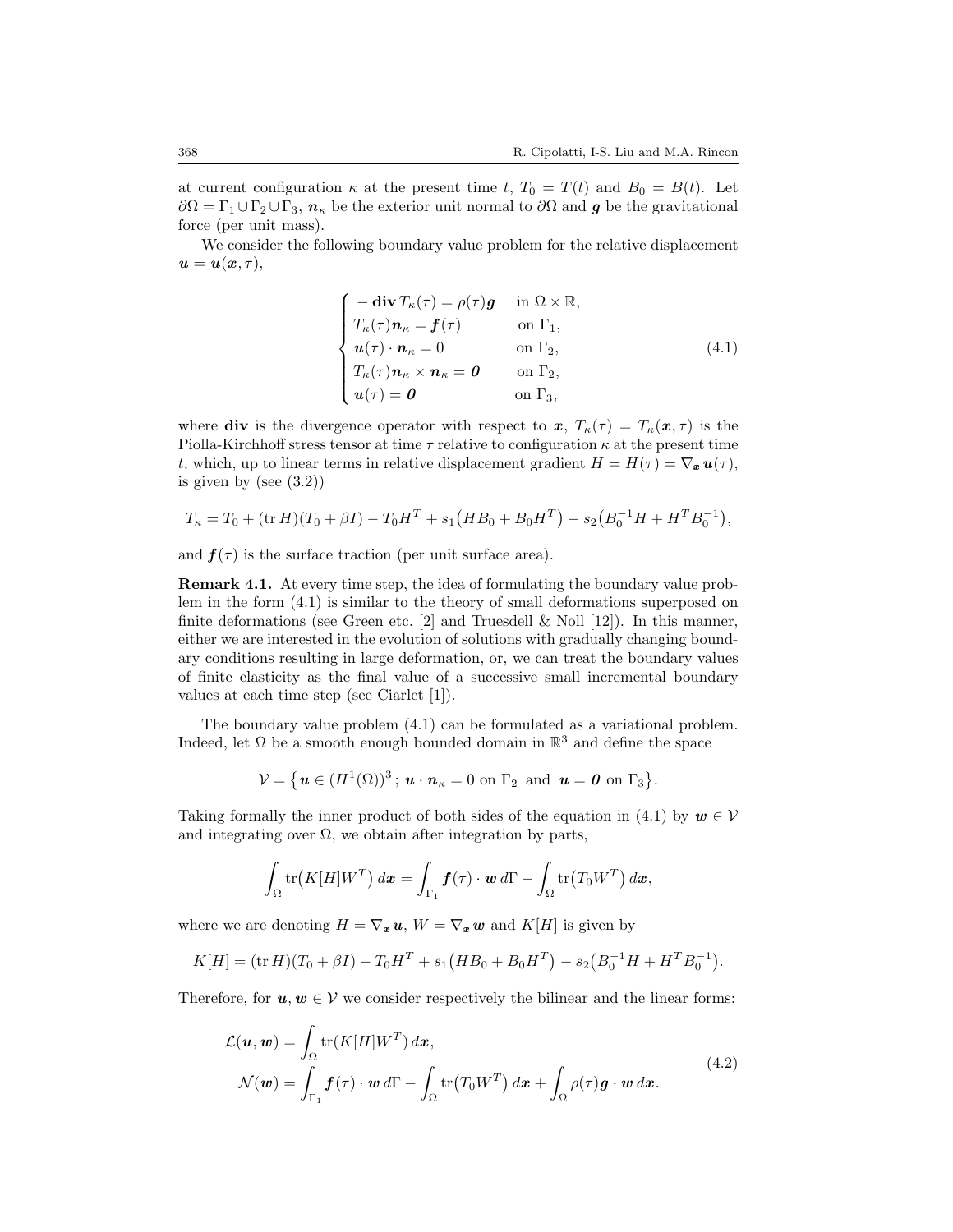at current configuration $\kappa$ at the present time $t$, $T_0 = T(t)$ and $B_0 = B(t)$. Let $\partial\Omega = \Gamma_1 \cup \Gamma_2 \cup \Gamma_3$, $\boldsymbol{n}_\kappa$ be the exterior unit normal to $\partial\Omega$ and $\boldsymbol{g}$ be the gravitational force (per unit mass).

We consider the following boundary value problem for the relative displacement $\boldsymbol{u} = \boldsymbol{u}(\boldsymbol{x}, \tau)$,

$$
\begin{cases}
-\,\mathbf{div}\, T_\kappa(\tau) = \rho(\tau)\boldsymbol{g} & \text{in } \Omega \times \mathbb{R}, \\
T_\kappa(\tau)\boldsymbol{n}_\kappa = \boldsymbol{f}(\tau) & \text{on } \Gamma_1, \\
\boldsymbol{u}(\tau) \cdot \boldsymbol{n}_\kappa = 0 & \text{on } \Gamma_2, \\
T_\kappa(\tau)\boldsymbol{n}_\kappa \times \boldsymbol{n}_\kappa = \boldsymbol{0} & \text{on } \Gamma_2, \\
\boldsymbol{u}(\tau) = \boldsymbol{0} & \text{on } \Gamma_3,
\end{cases}
\tag{4.1}
$$

where $\mathbf{div}$ is the divergence operator with respect to $\boldsymbol{x}$, $T_\kappa(\tau) = T_\kappa(\boldsymbol{x}, \tau)$ is the Piolla-Kirchhoff stress tensor at time $\tau$ relative to configuration $\kappa$ at the present time $t$, which, up to linear terms in relative displacement gradient $H = H(\tau) = \nabla_{\boldsymbol{x}}\, \boldsymbol{u}(\tau)$, is given by (see (3.2))

$$
T_\kappa = T_0 + (\operatorname{tr} H)(T_0 + \beta I) - T_0 H^T + s_1\big(HB_0 + B_0 H^T\big) - s_2\big(B_0^{-1}H + H^T B_0^{-1}\big),
$$

and $\boldsymbol{f}(\tau)$ is the surface traction (per unit surface area).

**Remark 4.1.** At every time step, the idea of formulating the boundary value problem in the form (4.1) is similar to the theory of small deformations superposed on finite deformations (see Green etc. [2] and Truesdell & Noll [12]). In this manner, either we are interested in the evolution of solutions with gradually changing boundary conditions resulting in large deformation, or, we can treat the boundary values of finite elasticity as the final value of a successive small incremental boundary values at each time step (see Ciarlet [1]).

The boundary value problem (4.1) can be formulated as a variational problem. Indeed, let $\Omega$ be a smooth enough bounded domain in $\mathbb{R}^3$ and define the space

$$
\mathcal{V} = \big\{ \boldsymbol{u} \in (H^1(\Omega))^3 ;\ \boldsymbol{u} \cdot \boldsymbol{n}_\kappa = 0 \text{ on } \Gamma_2 \text{ and } \boldsymbol{u} = \boldsymbol{0} \text{ on } \Gamma_3 \big\}.
$$

Taking formally the inner product of both sides of the equation in (4.1) by $\boldsymbol{w} \in \mathcal{V}$ and integrating over $\Omega$, we obtain after integration by parts,

$$
\int_\Omega \operatorname{tr}\big(K[H]W^T\big)\, d\boldsymbol{x} = \int_{\Gamma_1} \boldsymbol{f}(\tau) \cdot \boldsymbol{w}\, d\Gamma - \int_\Omega \operatorname{tr}\big(T_0 W^T\big)\, d\boldsymbol{x},
$$

where we are denoting $H = \nabla_{\boldsymbol{x}}\, \boldsymbol{u}$, $W = \nabla_{\boldsymbol{x}}\, \boldsymbol{w}$ and $K[H]$ is given by

$$
K[H] = (\operatorname{tr} H)(T_0 + \beta I) - T_0 H^T + s_1\big(HB_0 + B_0 H^T\big) - s_2\big(B_0^{-1}H + H^T B_0^{-1}\big).
$$

Therefore, for $\boldsymbol{u}, \boldsymbol{w} \in \mathcal{V}$ we consider respectively the bilinear and the linear forms:

$$
\begin{aligned}
\mathcal{L}(\boldsymbol{u}, \boldsymbol{w}) &= \int_\Omega \operatorname{tr}(K[H]W^T)\, d\boldsymbol{x}, \\
\mathcal{N}(\boldsymbol{w}) &= \int_{\Gamma_1} \boldsymbol{f}(\tau) \cdot \boldsymbol{w}\, d\Gamma - \int_\Omega \operatorname{tr}\big(T_0 W^T\big)\, d\boldsymbol{x} + \int_\Omega \rho(\tau)\boldsymbol{g} \cdot \boldsymbol{w}\, d\boldsymbol{x}.
\end{aligned}
\tag{4.2}
$$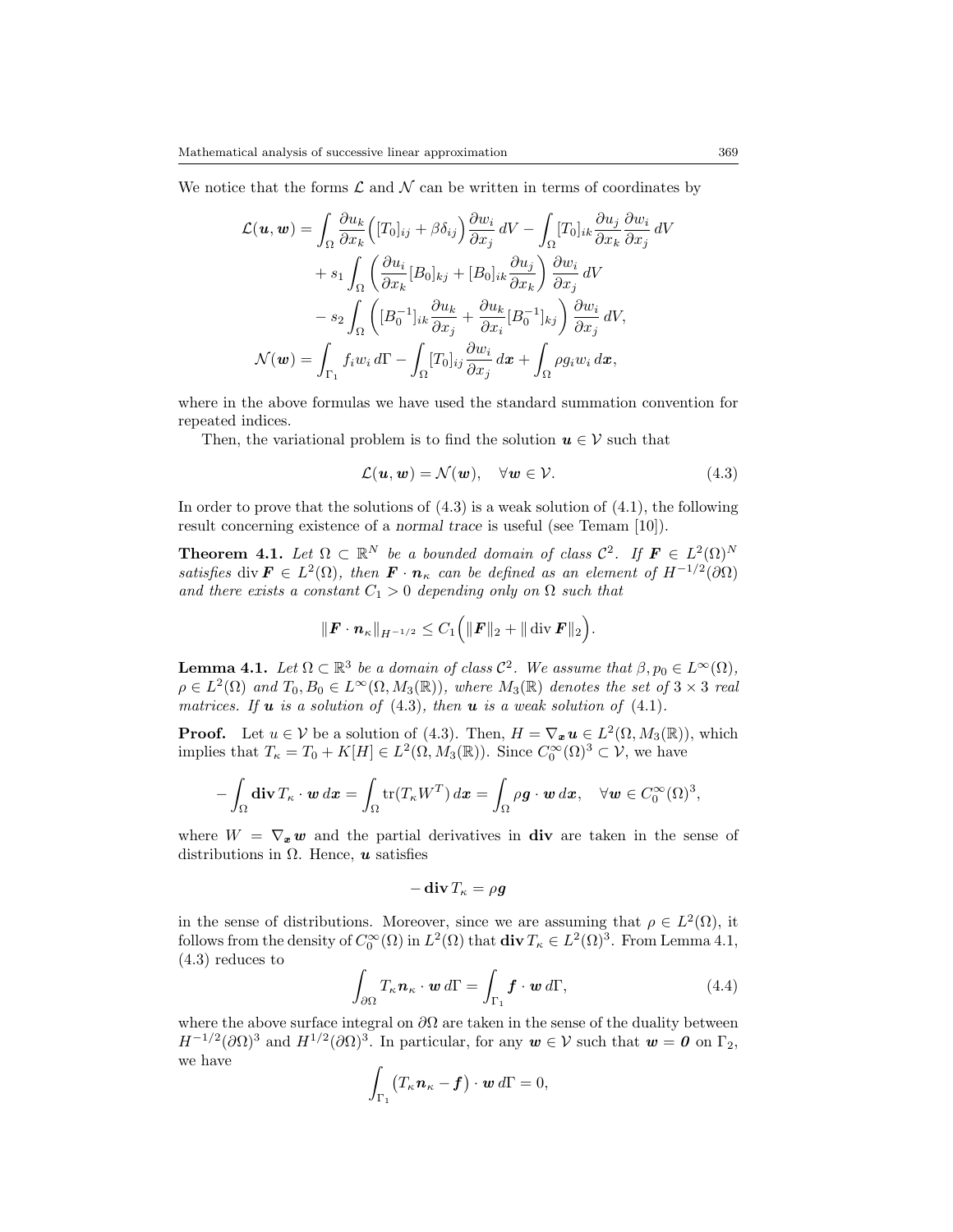We notice that the forms $\mathcal{L}$ and $\mathcal{N}$ can be written in terms of coordinates by

$$
\begin{aligned}
\mathcal{L}(\boldsymbol{u}, \boldsymbol{w}) &= \int_\Omega \frac{\partial u_k}{\partial x_k}\Big([T_0]_{ij} + \beta\delta_{ij}\Big)\frac{\partial w_i}{\partial x_j}\, dV - \int_\Omega [T_0]_{ik}\frac{\partial u_j}{\partial x_k}\frac{\partial w_i}{\partial x_j}\, dV \\
&\quad + s_1 \int_\Omega \left(\frac{\partial u_i}{\partial x_k}[B_0]_{kj} + [B_0]_{ik}\frac{\partial u_j}{\partial x_k}\right)\frac{\partial w_i}{\partial x_j}\, dV \\
&\quad - s_2 \int_\Omega \left([B_0^{-1}]_{ik}\frac{\partial u_k}{\partial x_j} + \frac{\partial u_k}{\partial x_i}[B_0^{-1}]_{kj}\right)\frac{\partial w_i}{\partial x_j}\, dV, \\
\mathcal{N}(\boldsymbol{w}) &= \int_{\Gamma_1} f_i w_i \, d\Gamma - \int_\Omega [T_0]_{ij}\frac{\partial w_i}{\partial x_j}\, d\boldsymbol{x} + \int_\Omega \rho g_i w_i \, d\boldsymbol{x},
\end{aligned}
$$

where in the above formulas we have used the standard summation convention for repeated indices.

Then, the variational problem is to find the solution $\boldsymbol{u} \in \mathcal{V}$ such that

$$
\mathcal{L}(\boldsymbol{u}, \boldsymbol{w}) = \mathcal{N}(\boldsymbol{w}), \quad \forall \boldsymbol{w} \in \mathcal{V}. \tag{4.3}
$$

In order to prove that the solutions of (4.3) is a weak solution of (4.1), the following result concerning existence of a *normal trace* is useful (see Temam [10]).

**Theorem 4.1.** *Let $\Omega \subset \mathbb{R}^N$ be a bounded domain of class $\mathcal{C}^2$. If $\boldsymbol{F} \in L^2(\Omega)^N$ satisfies $\operatorname{div} \boldsymbol{F} \in L^2(\Omega)$, then $\boldsymbol{F} \cdot \boldsymbol{n}_\kappa$ can be defined as an element of $H^{-1/2}(\partial\Omega)$ and there exists a constant $C_1 > 0$ depending only on $\Omega$ such that*

$$
\|\boldsymbol{F} \cdot \boldsymbol{n}_\kappa\|_{H^{-1/2}} \le C_1\Big(\|\boldsymbol{F}\|_2 + \|\operatorname{div} \boldsymbol{F}\|_2\Big).
$$

**Lemma 4.1.** *Let $\Omega \subset \mathbb{R}^3$ be a domain of class $\mathcal{C}^2$. We assume that $\beta, p_0 \in L^\infty(\Omega)$, $\rho \in L^2(\Omega)$ and $T_0, B_0 \in L^\infty(\Omega, M_3(\mathbb{R}))$, where $M_3(\mathbb{R})$ denotes the set of $3 \times 3$ real matrices. If $\boldsymbol{u}$ is a solution of (4.3), then $\boldsymbol{u}$ is a weak solution of (4.1).*

**Proof.** Let $u \in \mathcal{V}$ be a solution of (4.3). Then, $H = \nabla_{\boldsymbol{x}} \boldsymbol{u} \in L^2(\Omega, M_3(\mathbb{R}))$, which implies that $T_\kappa = T_0 + K[H] \in L^2(\Omega, M_3(\mathbb{R}))$. Since $C_0^\infty(\Omega)^3 \subset \mathcal{V}$, we have

$$
-\int_\Omega \mathbf{div}\, T_\kappa \cdot \boldsymbol{w}\, d\boldsymbol{x} = \int_\Omega \operatorname{tr}(T_\kappa W^T)\, d\boldsymbol{x} = \int_\Omega \rho \boldsymbol{g} \cdot \boldsymbol{w}\, d\boldsymbol{x}, \quad \forall \boldsymbol{w} \in C_0^\infty(\Omega)^3,
$$

where $W = \nabla_{\boldsymbol{x}} \boldsymbol{w}$ and the partial derivatives in $\mathbf{div}$ are taken in the sense of distributions in $\Omega$. Hence, $\boldsymbol{u}$ satisfies

$$
-\mathbf{div}\, T_\kappa = \rho \boldsymbol{g}
$$

in the sense of distributions. Moreover, since we are assuming that $\rho \in L^2(\Omega)$, it follows from the density of $C_0^\infty(\Omega)$ in $L^2(\Omega)$ that $\mathbf{div}\, T_\kappa \in L^2(\Omega)^3$. From Lemma 4.1, (4.3) reduces to

$$
\int_{\partial\Omega} T_\kappa \boldsymbol{n}_\kappa \cdot \boldsymbol{w}\, d\Gamma = \int_{\Gamma_1} \boldsymbol{f} \cdot \boldsymbol{w}\, d\Gamma, \tag{4.4}
$$

where the above surface integral on $\partial\Omega$ are taken in the sense of the duality between $H^{-1/2}(\partial\Omega)^3$ and $H^{1/2}(\partial\Omega)^3$. In particular, for any $\boldsymbol{w} \in \mathcal{V}$ such that $\boldsymbol{w} = \boldsymbol{0}$ on $\Gamma_2$, we have

$$
\int_{\Gamma_1} \big(T_\kappa \boldsymbol{n}_\kappa - \boldsymbol{f}\big) \cdot \boldsymbol{w}\, d\Gamma = 0,
$$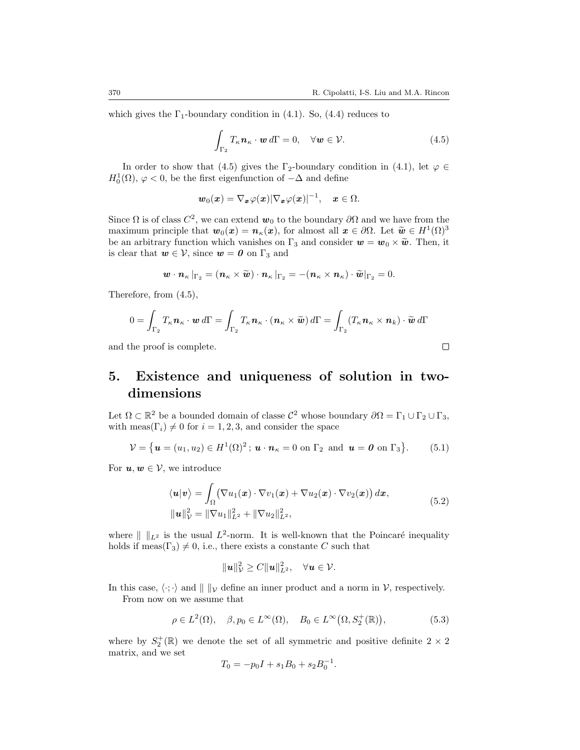which gives the $\Gamma_1$-boundary condition in (4.1). So, (4.4) reduces to

$$\int_{\Gamma_2} T_\kappa \boldsymbol{n}_\kappa \cdot \boldsymbol{w}\, d\Gamma = 0, \quad \forall \boldsymbol{w} \in \mathcal{V}. \tag{4.5}$$

In order to show that (4.5) gives the $\Gamma_2$-boundary condition in (4.1), let $\varphi \in H_0^1(\Omega)$, $\varphi < 0$, be the first eigenfunction of $-\Delta$ and define

$$\boldsymbol{w}_0(\boldsymbol{x}) = \nabla_{\boldsymbol{x}} \varphi(\boldsymbol{x}) |\nabla_{\boldsymbol{x}} \varphi(\boldsymbol{x})|^{-1}, \quad \boldsymbol{x} \in \Omega.$$

Since $\Omega$ is of class $C^2$, we can extend $\boldsymbol{w}_0$ to the boundary $\partial\Omega$ and we have from the maximum principle that $\boldsymbol{w}_0(\boldsymbol{x}) = \boldsymbol{n}_\kappa(\boldsymbol{x})$, for almost all $\boldsymbol{x} \in \partial\Omega$. Let $\widetilde{\boldsymbol{w}} \in H^1(\Omega)^3$ be an arbitrary function which vanishes on $\Gamma_3$ and consider $\boldsymbol{w} = \boldsymbol{w}_0 \times \widetilde{\boldsymbol{w}}$. Then, it is clear that $\boldsymbol{w} \in \mathcal{V}$, since $\boldsymbol{w} = \boldsymbol{0}$ on $\Gamma_3$ and

$$\boldsymbol{w} \cdot \boldsymbol{n}_\kappa\, |_{\Gamma_2} = (\boldsymbol{n}_\kappa \times \widetilde{\boldsymbol{w}}) \cdot \boldsymbol{n}_\kappa\, |_{\Gamma_2} = -(\boldsymbol{n}_\kappa \times \boldsymbol{n}_\kappa) \cdot \widetilde{\boldsymbol{w}}|_{\Gamma_2} = 0.$$

Therefore, from (4.5),

$$0 = \int_{\Gamma_2} T_\kappa \boldsymbol{n}_\kappa \cdot \boldsymbol{w}\, d\Gamma = \int_{\Gamma_2} T_\kappa \boldsymbol{n}_\kappa \cdot (\boldsymbol{n}_\kappa \times \widetilde{\boldsymbol{w}})\, d\Gamma = \int_{\Gamma_2} (T_\kappa \boldsymbol{n}_\kappa \times \boldsymbol{n}_k) \cdot \widetilde{\boldsymbol{w}}\, d\Gamma$$

and the proof is complete. □

## 5. Existence and uniqueness of solution in two-dimensions

Let $\Omega \subset \mathbb{R}^2$ be a bounded domain of classe $\mathcal{C}^2$ whose boundary $\partial\Omega = \Gamma_1 \cup \Gamma_2 \cup \Gamma_3$, with $\text{meas}(\Gamma_i) \neq 0$ for $i = 1, 2, 3$, and consider the space

$$\mathcal{V} = \big\{ \boldsymbol{u} = (u_1, u_2) \in H^1(\Omega)^2\, ;\, \boldsymbol{u} \cdot \boldsymbol{n}_\kappa = 0 \text{ on } \Gamma_2 \text{ and } \boldsymbol{u} = \boldsymbol{0} \text{ on } \Gamma_3 \big\}. \tag{5.1}$$

For $\boldsymbol{u}, \boldsymbol{w} \in \mathcal{V}$, we introduce

$$\begin{aligned} \langle \boldsymbol{u} | \boldsymbol{v} \rangle &= \int_\Omega \big( \nabla u_1(\boldsymbol{x}) \cdot \nabla v_1(\boldsymbol{x}) + \nabla u_2(\boldsymbol{x}) \cdot \nabla v_2(\boldsymbol{x}) \big)\, d\boldsymbol{x}, \\ \|\boldsymbol{u}\|_{\mathcal{V}}^2 &= \|\nabla u_1\|_{L^2}^2 + \|\nabla u_2\|_{L^2}^2, \end{aligned} \tag{5.2}$$

where $\|\ \|_{L^2}$ is the usual $L^2$-norm. It is well-known that the Poincaré inequality holds if $\text{meas}(\Gamma_3) \neq 0$, i.e., there exists a constante $C$ such that

$$\|\boldsymbol{u}\|_{\mathcal{V}}^2 \geq C \|\boldsymbol{u}\|_{L^2}^2, \quad \forall \boldsymbol{u} \in \mathcal{V}.$$

In this case, $\langle \cdot ; \cdot \rangle$ and $\|\ \|_{\mathcal{V}}$ define an inner product and a norm in $\mathcal{V}$, respectively.

From now on we assume that

$$\rho \in L^2(\Omega), \quad \beta, p_0 \in L^\infty(\Omega), \quad B_0 \in L^\infty\big(\Omega, S_2^+(\mathbb{R})\big), \tag{5.3}$$

where by $S_2^+(\mathbb{R})$ we denote the set of all symmetric and positive definite $2 \times 2$ matrix, and we set

$$T_0 = -p_0 I + s_1 B_0 + s_2 B_0^{-1}.$$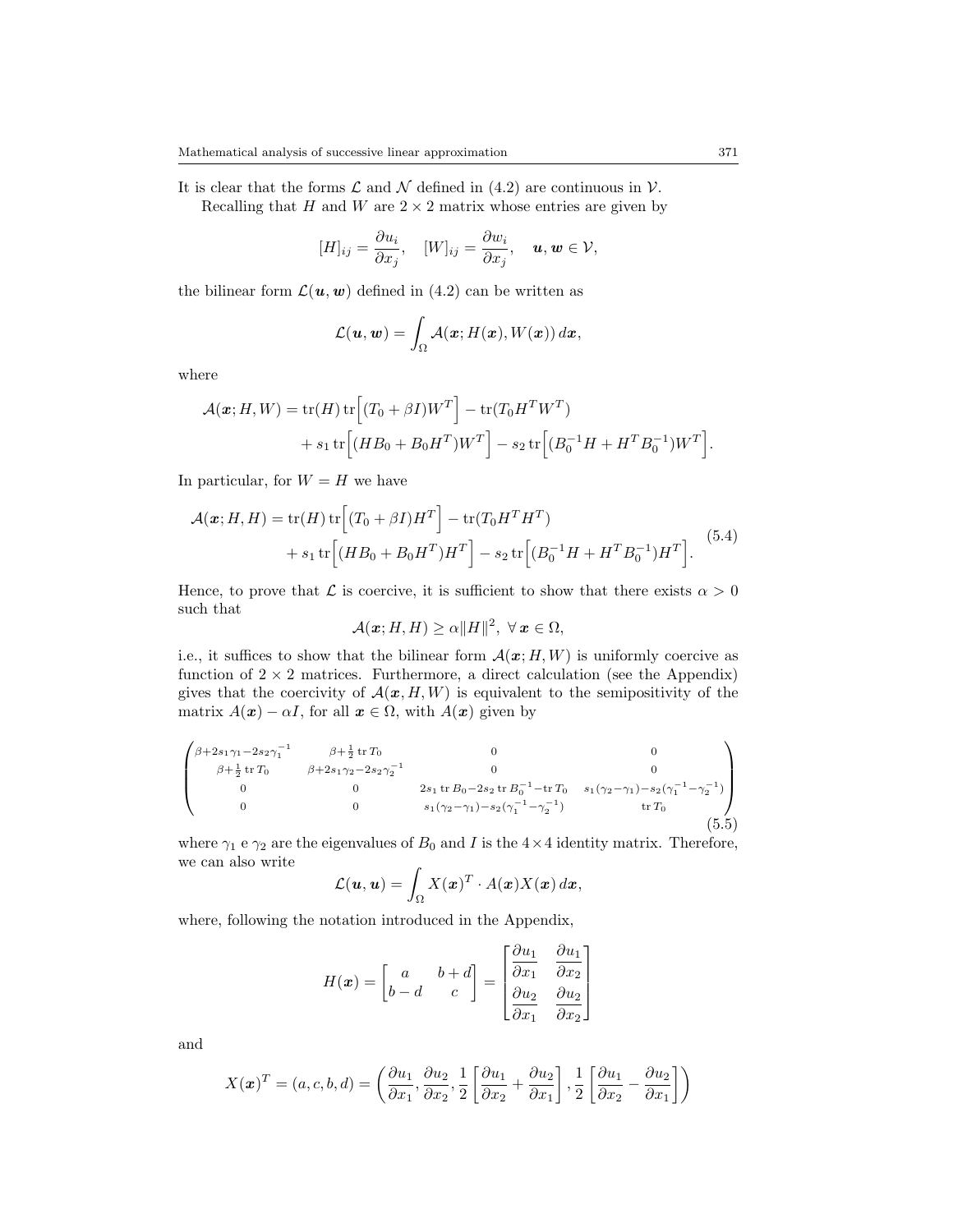It is clear that the forms $\mathcal{L}$ and $\mathcal{N}$ defined in (4.2) are continuous in $\mathcal{V}$.

Recalling that $H$ and $W$ are $2 \times 2$ matrix whose entries are given by

$$[H]_{ij} = \frac{\partial u_i}{\partial x_j}, \quad [W]_{ij} = \frac{\partial w_i}{\partial x_j}, \quad \boldsymbol{u}, \boldsymbol{w} \in \mathcal{V},$$

the bilinear form $\mathcal{L}(\boldsymbol{u}, \boldsymbol{w})$ defined in (4.2) can be written as

$$\mathcal{L}(\boldsymbol{u}, \boldsymbol{w}) = \int_\Omega \mathcal{A}(\boldsymbol{x}; H(\boldsymbol{x}), W(\boldsymbol{x}))\, d\boldsymbol{x},$$

where

$$\begin{aligned}\mathcal{A}(\boldsymbol{x}; H, W) &= \operatorname{tr}(H) \operatorname{tr}\Big[(T_0 + \beta I) W^T\Big] - \operatorname{tr}(T_0 H^T W^T) \\ &\quad + s_1 \operatorname{tr}\Big[(H B_0 + B_0 H^T) W^T\Big] - s_2 \operatorname{tr}\Big[(B_0^{-1} H + H^T B_0^{-1}) W^T\Big].\end{aligned}$$

In particular, for $W = H$ we have

$$\begin{aligned}\mathcal{A}(\boldsymbol{x}; H, H) &= \operatorname{tr}(H) \operatorname{tr}\Big[(T_0 + \beta I) H^T\Big] - \operatorname{tr}(T_0 H^T H^T) \\ &\quad + s_1 \operatorname{tr}\Big[(H B_0 + B_0 H^T) H^T\Big] - s_2 \operatorname{tr}\Big[(B_0^{-1} H + H^T B_0^{-1}) H^T\Big].\end{aligned} \tag{5.4}$$

Hence, to prove that $\mathcal{L}$ is coercive, it is sufficient to show that there exists $\alpha > 0$ such that

$$\mathcal{A}(\boldsymbol{x}; H, H) \geq \alpha \|H\|^2, \ \forall\, \boldsymbol{x} \in \Omega,$$

i.e., it suffices to show that the bilinear form $\mathcal{A}(\boldsymbol{x}; H, W)$ is uniformly coercive as function of $2 \times 2$ matrices. Furthermore, a direct calculation (see the Appendix) gives that the coercivity of $\mathcal{A}(\boldsymbol{x}, H, W)$ is equivalent to the semipositivity of the matrix $A(\boldsymbol{x}) - \alpha I$, for all $\boldsymbol{x} \in \Omega$, with $A(\boldsymbol{x})$ given by

$$\begin{pmatrix} \beta + 2s_1\gamma_1 - 2s_2\gamma_1^{-1} & \beta + \frac{1}{2}\operatorname{tr} T_0 & 0 & 0 \\ \beta + \frac{1}{2}\operatorname{tr} T_0 & \beta + 2s_1\gamma_2 - 2s_2\gamma_2^{-1} & 0 & 0 \\ 0 & 0 & 2s_1 \operatorname{tr} B_0 - 2s_2 \operatorname{tr} B_0^{-1} - \operatorname{tr} T_0 & s_1(\gamma_2 - \gamma_1) - s_2(\gamma_1^{-1} - \gamma_2^{-1}) \\ 0 & 0 & s_1(\gamma_2 - \gamma_1) - s_2(\gamma_1^{-1} - \gamma_2^{-1}) & \operatorname{tr} T_0 \end{pmatrix} \tag{5.5}$$

where $\gamma_1$ e $\gamma_2$ are the eigenvalues of $B_0$ and $I$ is the $4 \times 4$ identity matrix. Therefore, we can also write

$$\mathcal{L}(\boldsymbol{u}, \boldsymbol{u}) = \int_\Omega X(\boldsymbol{x})^T \cdot A(\boldsymbol{x}) X(\boldsymbol{x})\, d\boldsymbol{x},$$

where, following the notation introduced in the Appendix,

$$H(\boldsymbol{x}) = \begin{bmatrix} a & b + d \\ b - d & c \end{bmatrix} = \begin{bmatrix} \dfrac{\partial u_1}{\partial x_1} & \dfrac{\partial u_1}{\partial x_2} \\ \dfrac{\partial u_2}{\partial x_1} & \dfrac{\partial u_2}{\partial x_2} \end{bmatrix}$$

and

$$X(\boldsymbol{x})^T = (a, c, b, d) = \left( \frac{\partial u_1}{\partial x_1}, \frac{\partial u_2}{\partial x_2}, \frac{1}{2}\left[\frac{\partial u_1}{\partial x_2} + \frac{\partial u_2}{\partial x_1}\right], \frac{1}{2}\left[\frac{\partial u_1}{\partial x_2} - \frac{\partial u_2}{\partial x_1}\right] \right)$$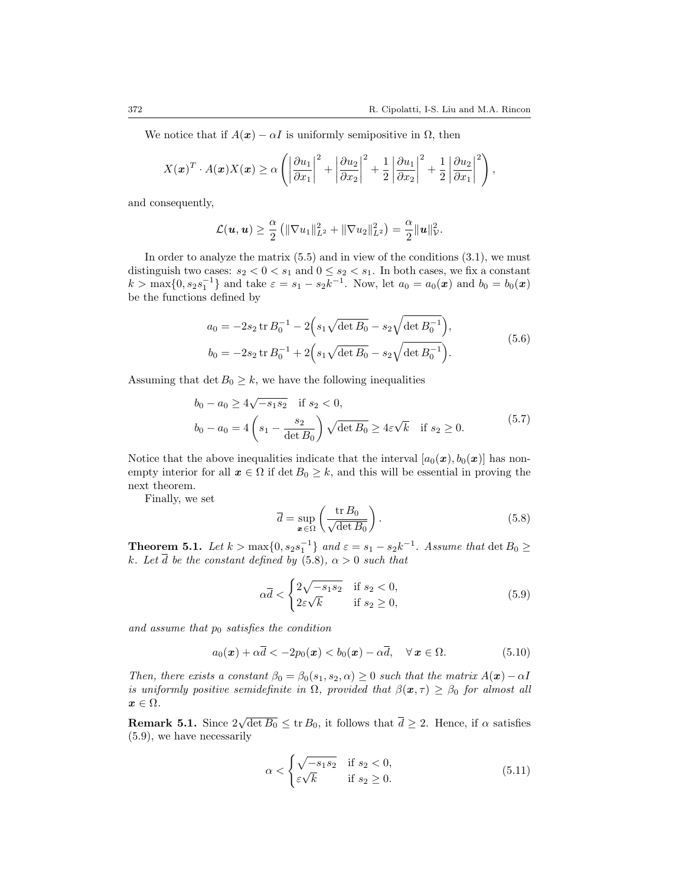We notice that if $A(\boldsymbol{x}) - \alpha I$ is uniformly semipositive in $\Omega$, then

$$
X(\boldsymbol{x})^T \cdot A(\boldsymbol{x}) X(\boldsymbol{x}) \geq \alpha \left( \left| \frac{\partial u_1}{\partial x_1} \right|^2 + \left| \frac{\partial u_2}{\partial x_2} \right|^2 + \frac{1}{2} \left| \frac{\partial u_1}{\partial x_2} \right|^2 + \frac{1}{2} \left| \frac{\partial u_2}{\partial x_1} \right|^2 \right),
$$

and consequently,

$$
\mathcal{L}(\boldsymbol{u}, \boldsymbol{u}) \geq \frac{\alpha}{2} \left( \|\nabla u_1\|_{L^2}^2 + \|\nabla u_2\|_{L^2}^2 \right) = \frac{\alpha}{2} \|\boldsymbol{u}\|_{\mathcal{V}}^2.
$$

In order to analyze the matrix (5.5) and in view of the conditions (3.1), we must distinguish two cases: $s_2 < 0 < s_1$ and $0 \leq s_2 < s_1$. In both cases, we fix a constant $k > \max\{0, s_2 s_1^{-1}\}$ and take $\varepsilon = s_1 - s_2 k^{-1}$. Now, let $a_0 = a_0(\boldsymbol{x})$ and $b_0 = b_0(\boldsymbol{x})$ be the functions defined by

$$
\begin{aligned}
a_0 &= -2 s_2 \operatorname{tr} B_0^{-1} - 2\Big( s_1 \sqrt{\det B_0} - s_2 \sqrt{\det B_0^{-1}} \Big), \\
b_0 &= -2 s_2 \operatorname{tr} B_0^{-1} + 2\Big( s_1 \sqrt{\det B_0} - s_2 \sqrt{\det B_0^{-1}} \Big).
\end{aligned}
\tag{5.6}
$$

Assuming that $\det B_0 \geq k$, we have the following inequalities

$$
\begin{aligned}
& b_0 - a_0 \geq 4\sqrt{-s_1 s_2} \quad \text{if } s_2 < 0, \\
& b_0 - a_0 = 4 \left( s_1 - \frac{s_2}{\det B_0} \right) \sqrt{\det B_0} \geq 4 \varepsilon \sqrt{k} \quad \text{if } s_2 \geq 0.
\end{aligned}
\tag{5.7}
$$

Notice that the above inequalities indicate that the interval $[a_0(\boldsymbol{x}), b_0(\boldsymbol{x})]$ has nonempty interior for all $\boldsymbol{x} \in \Omega$ if $\det B_0 \geq k$, and this will be essential in proving the next theorem.

Finally, we set

$$
\overline{d} = \sup_{\boldsymbol{x} \in \Omega} \left( \frac{\operatorname{tr} B_0}{\sqrt{\det B_0}} \right).
\tag{5.8}
$$

**Theorem 5.1.** *Let $k > \max\{0, s_2 s_1^{-1}\}$ and $\varepsilon = s_1 - s_2 k^{-1}$. Assume that $\det B_0 \geq k$. Let $\overline{d}$ be the constant defined by (5.8), $\alpha > 0$ such that*

$$
\alpha \overline{d} < \begin{cases} 2\sqrt{-s_1 s_2} & \text{if } s_2 < 0, \\ 2\varepsilon\sqrt{k} & \text{if } s_2 \geq 0, \end{cases}
\tag{5.9}
$$

*and assume that $p_0$ satisfies the condition*

$$
a_0(\boldsymbol{x}) + \alpha \overline{d} < -2 p_0(\boldsymbol{x}) < b_0(\boldsymbol{x}) - \alpha \overline{d}, \quad \forall\, \boldsymbol{x} \in \Omega.
\tag{5.10}
$$

*Then, there exists a constant $\beta_0 = \beta_0(s_1, s_2, \alpha) \geq 0$ such that the matrix $A(\boldsymbol{x}) - \alpha I$ is uniformly positive semidefinite in $\Omega$, provided that $\beta(\boldsymbol{x}, \tau) \geq \beta_0$ for almost all $\boldsymbol{x} \in \Omega$.*

**Remark 5.1.** Since $2\sqrt{\det B_0} \leq \operatorname{tr} B_0$, it follows that $\overline{d} \geq 2$. Hence, if $\alpha$ satisfies (5.9), we have necessarily

$$
\alpha < \begin{cases} \sqrt{-s_1 s_2} & \text{if } s_2 < 0, \\ \varepsilon\sqrt{k} & \text{if } s_2 \geq 0. \end{cases}
\tag{5.11}
$$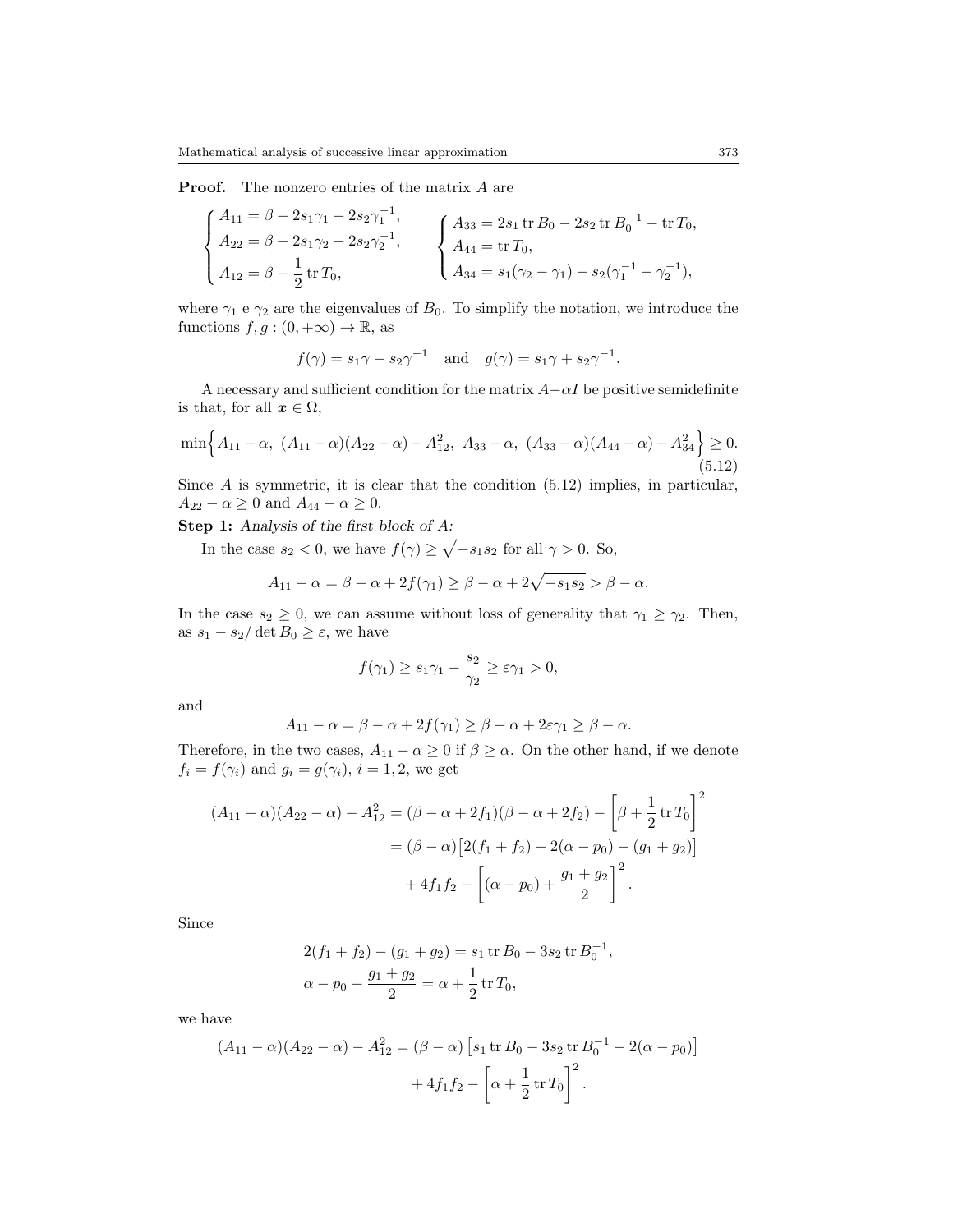**Proof.** The nonzero entries of the matrix $A$ are

$$
\begin{cases}
A_{11} = \beta + 2s_1\gamma_1 - 2s_2\gamma_1^{-1}, \\
A_{22} = \beta + 2s_1\gamma_2 - 2s_2\gamma_2^{-1}, \\
A_{12} = \beta + \dfrac{1}{2}\operatorname{tr} T_0,
\end{cases}
\qquad
\begin{cases}
A_{33} = 2s_1 \operatorname{tr} B_0 - 2s_2 \operatorname{tr} B_0^{-1} - \operatorname{tr} T_0, \\
A_{44} = \operatorname{tr} T_0, \\
A_{34} = s_1(\gamma_2 - \gamma_1) - s_2(\gamma_1^{-1} - \gamma_2^{-1}),
\end{cases}
$$

where $\gamma_1$ e $\gamma_2$ are the eigenvalues of $B_0$. To simplify the notation, we introduce the functions $f, g : (0, +\infty) \to \mathbb{R}$, as

$$
f(\gamma) = s_1\gamma - s_2\gamma^{-1} \quad \text{and} \quad g(\gamma) = s_1\gamma + s_2\gamma^{-1}.
$$

A necessary and sufficient condition for the matrix $A - \alpha I$ be positive semidefinite is that, for all $\boldsymbol{x} \in \Omega$,

$$
\min\Big\{A_{11} - \alpha,\ (A_{11} - \alpha)(A_{22} - \alpha) - A_{12}^2,\ A_{33} - \alpha,\ (A_{33} - \alpha)(A_{44} - \alpha) - A_{34}^2\Big\} \geq 0. \tag{5.12}
$$

Since $A$ is symmetric, it is clear that the condition (5.12) implies, in particular, $A_{22} - \alpha \geq 0$ and $A_{44} - \alpha \geq 0$.

**Step 1:** *Analysis of the first block of $A$:*

In the case $s_2 < 0$, we have $f(\gamma) \geq \sqrt{-s_1 s_2}$ for all $\gamma > 0$. So,

$$
A_{11} - \alpha = \beta - \alpha + 2f(\gamma_1) \geq \beta - \alpha + 2\sqrt{-s_1 s_2} > \beta - \alpha.
$$

In the case $s_2 \geq 0$, we can assume without loss of generality that $\gamma_1 \geq \gamma_2$. Then, as $s_1 - s_2/\det B_0 \geq \varepsilon$, we have

$$
f(\gamma_1) \geq s_1\gamma_1 - \frac{s_2}{\gamma_2} \geq \varepsilon\gamma_1 > 0,
$$

and

$$
A_{11} - \alpha = \beta - \alpha + 2f(\gamma_1) \geq \beta - \alpha + 2\varepsilon\gamma_1 \geq \beta - \alpha.
$$

Therefore, in the two cases, $A_{11} - \alpha \geq 0$ if $\beta \geq \alpha$. On the other hand, if we denote $f_i = f(\gamma_i)$ and $g_i = g(\gamma_i)$, $i = 1, 2$, we get

$$
\begin{aligned}
(A_{11} - \alpha)(A_{22} - \alpha) - A_{12}^2 &= (\beta - \alpha + 2f_1)(\beta - \alpha + 2f_2) - \left[\beta + \frac{1}{2}\operatorname{tr} T_0\right]^2 \\
&= (\beta - \alpha)\big[2(f_1 + f_2) - 2(\alpha - p_0) - (g_1 + g_2)\big] \\
&\quad + 4f_1 f_2 - \left[(\alpha - p_0) + \frac{g_1 + g_2}{2}\right]^2.
\end{aligned}
$$

Since

$$
\begin{aligned}
&2(f_1 + f_2) - (g_1 + g_2) = s_1 \operatorname{tr} B_0 - 3s_2 \operatorname{tr} B_0^{-1}, \\
&\alpha - p_0 + \frac{g_1 + g_2}{2} = \alpha + \frac{1}{2}\operatorname{tr} T_0,
\end{aligned}
$$

we have

$$
\begin{aligned}
(A_{11} - \alpha)(A_{22} - \alpha) - A_{12}^2 &= (\beta - \alpha)\left[s_1 \operatorname{tr} B_0 - 3s_2 \operatorname{tr} B_0^{-1} - 2(\alpha - p_0)\right] \\
&\quad + 4f_1 f_2 - \left[\alpha + \frac{1}{2}\operatorname{tr} T_0\right]^2.
\end{aligned}
$$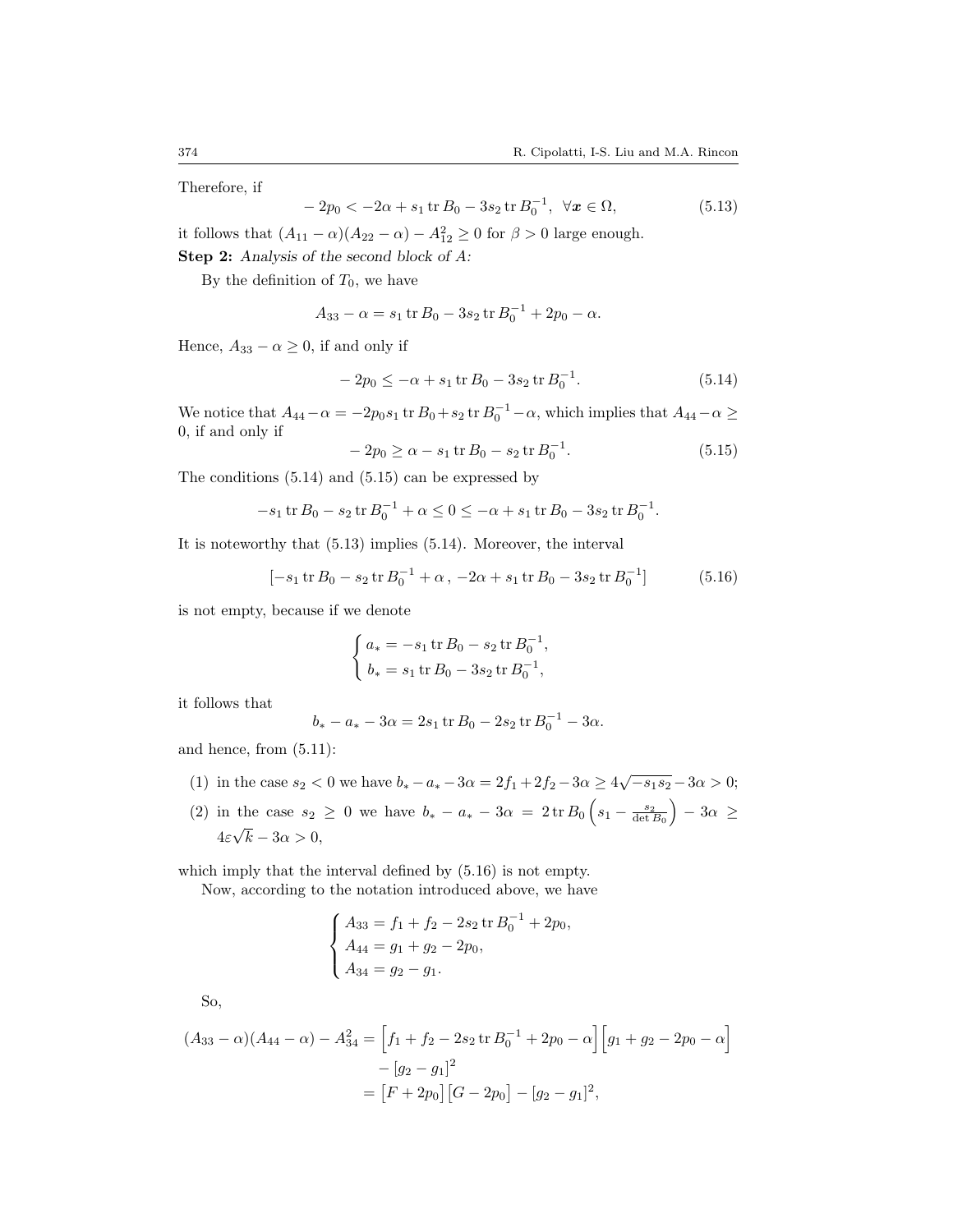Therefore, if

$$-2p_0 < -2\alpha + s_1 \operatorname{tr} B_0 - 3s_2 \operatorname{tr} B_0^{-1}, \quad \forall \boldsymbol{x} \in \Omega, \tag{5.13}$$

it follows that $(A_{11} - \alpha)(A_{22} - \alpha) - A_{12}^2 \geq 0$ for $\beta > 0$ large enough.

**Step 2:** *Analysis of the second block of A:*

By the definition of $T_0$, we have

$$A_{33} - \alpha = s_1 \operatorname{tr} B_0 - 3s_2 \operatorname{tr} B_0^{-1} + 2p_0 - \alpha.$$

Hence, $A_{33} - \alpha \geq 0$, if and only if

$$-2p_0 \leq -\alpha + s_1 \operatorname{tr} B_0 - 3s_2 \operatorname{tr} B_0^{-1}. \tag{5.14}$$

We notice that $A_{44} - \alpha = -2p_0 s_1 \operatorname{tr} B_0 + s_2 \operatorname{tr} B_0^{-1} - \alpha$, which implies that $A_{44} - \alpha \geq 0$, if and only if

$$-2p_0 \geq \alpha - s_1 \operatorname{tr} B_0 - s_2 \operatorname{tr} B_0^{-1}. \tag{5.15}$$

The conditions (5.14) and (5.15) can be expressed by

$$-s_1 \operatorname{tr} B_0 - s_2 \operatorname{tr} B_0^{-1} + \alpha \leq 0 \leq -\alpha + s_1 \operatorname{tr} B_0 - 3s_2 \operatorname{tr} B_0^{-1}.$$

It is noteworthy that (5.13) implies (5.14). Moreover, the interval

$$[-s_1 \operatorname{tr} B_0 - s_2 \operatorname{tr} B_0^{-1} + \alpha\,,\, -2\alpha + s_1 \operatorname{tr} B_0 - 3s_2 \operatorname{tr} B_0^{-1}] \tag{5.16}$$

is not empty, because if we denote

$$\begin{cases} a_* = -s_1 \operatorname{tr} B_0 - s_2 \operatorname{tr} B_0^{-1}, \\ b_* = s_1 \operatorname{tr} B_0 - 3s_2 \operatorname{tr} B_0^{-1}, \end{cases}$$

it follows that

$$b_* - a_* - 3\alpha = 2s_1 \operatorname{tr} B_0 - 2s_2 \operatorname{tr} B_0^{-1} - 3\alpha.$$

and hence, from (5.11):

(1) in the case $s_2 < 0$ we have $b_* - a_* - 3\alpha = 2f_1 + 2f_2 - 3\alpha \geq 4\sqrt{-s_1 s_2} - 3\alpha > 0$;

(2) in the case $s_2 \geq 0$ we have $b_* - a_* - 3\alpha = 2 \operatorname{tr} B_0 \left( s_1 - \frac{s_2}{\det B_0} \right) - 3\alpha \geq 4\varepsilon\sqrt{k} - 3\alpha > 0$,

which imply that the interval defined by (5.16) is not empty.

Now, according to the notation introduced above, we have

$$\begin{cases} A_{33} = f_1 + f_2 - 2s_2 \operatorname{tr} B_0^{-1} + 2p_0, \\ A_{44} = g_1 + g_2 - 2p_0, \\ A_{34} = g_2 - g_1. \end{cases}$$

So,

$$\begin{aligned} (A_{33} - \alpha)(A_{44} - \alpha) - A_{34}^2 &= \Big[ f_1 + f_2 - 2s_2 \operatorname{tr} B_0^{-1} + 2p_0 - \alpha \Big] \Big[ g_1 + g_2 - 2p_0 - \alpha \Big] \\ &\quad - [g_2 - g_1]^2 \\ &= \big[ F + 2p_0 \big] \big[ G - 2p_0 \big] - [g_2 - g_1]^2, \end{aligned}$$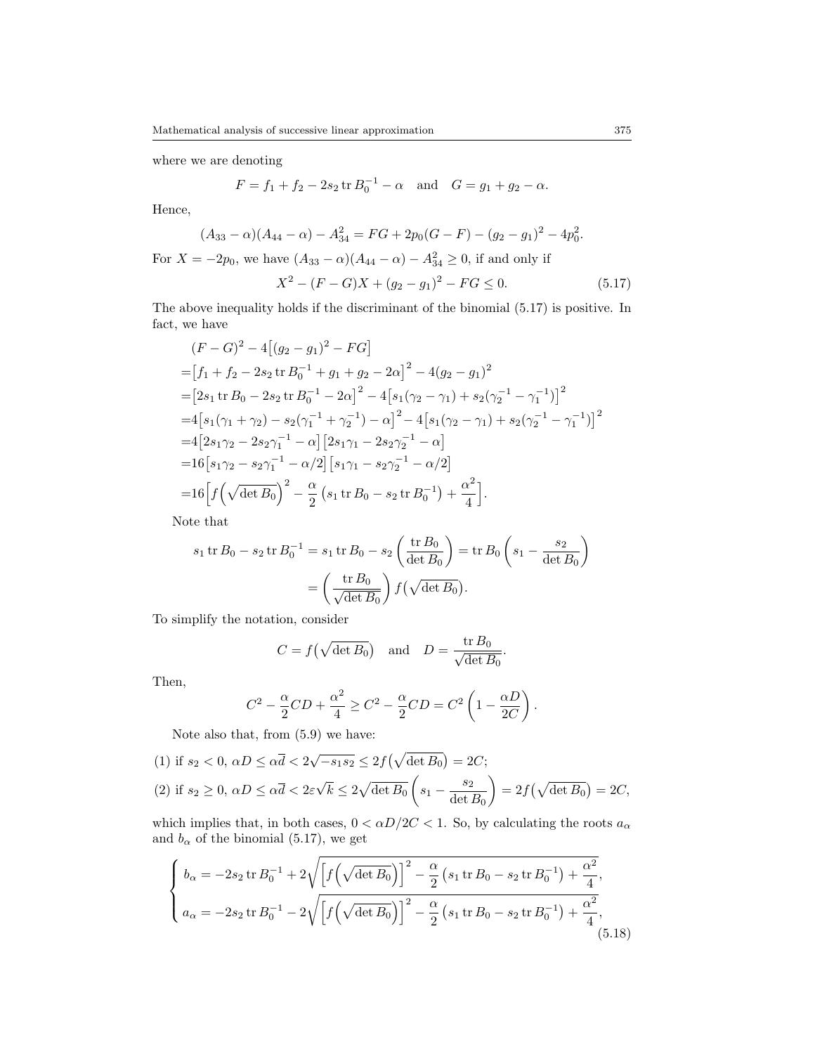where we are denoting

$$F = f_1 + f_2 - 2s_2 \operatorname{tr} B_0^{-1} - \alpha \quad \text{and} \quad G = g_1 + g_2 - \alpha.$$

Hence,

$$(A_{33} - \alpha)(A_{44} - \alpha) - A_{34}^2 = FG + 2p_0(G - F) - (g_2 - g_1)^2 - 4p_0^2.$$

For $X = -2p_0$, we have $(A_{33} - \alpha)(A_{44} - \alpha) - A_{34}^2 \geq 0$, if and only if

$$X^2 - (F - G)X + (g_2 - g_1)^2 - FG \leq 0. \tag{5.17}$$

The above inequality holds if the discriminant of the binomial (5.17) is positive. In fact, we have

$$\begin{aligned}
&(F-G)^2 - 4\big[(g_2 - g_1)^2 - FG\big] \\
=&\big[f_1 + f_2 - 2s_2 \operatorname{tr} B_0^{-1} + g_1 + g_2 - 2\alpha\big]^2 - 4(g_2 - g_1)^2 \\
=&\big[2s_1 \operatorname{tr} B_0 - 2s_2 \operatorname{tr} B_0^{-1} - 2\alpha\big]^2 - 4\big[s_1(\gamma_2 - \gamma_1) + s_2(\gamma_2^{-1} - \gamma_1^{-1})\big]^2 \\
=&4\big[s_1(\gamma_1 + \gamma_2) - s_2(\gamma_1^{-1} + \gamma_2^{-1}) - \alpha\big]^2 - 4\big[s_1(\gamma_2 - \gamma_1) + s_2(\gamma_2^{-1} - \gamma_1^{-1})\big]^2 \\
=&4\big[2s_1\gamma_2 - 2s_2\gamma_1^{-1} - \alpha\big]\big[2s_1\gamma_1 - 2s_2\gamma_2^{-1} - \alpha\big] \\
=&16\big[s_1\gamma_2 - s_2\gamma_1^{-1} - \alpha/2\big]\big[s_1\gamma_1 - s_2\gamma_2^{-1} - \alpha/2\big] \\
=&16\Big[f\Big(\sqrt{\det B_0}\Big)^2 - \frac{\alpha}{2}\left(s_1 \operatorname{tr} B_0 - s_2 \operatorname{tr} B_0^{-1}\right) + \frac{\alpha^2}{4}\Big].
\end{aligned}$$

Note that

$$\begin{aligned}
s_1 \operatorname{tr} B_0 - s_2 \operatorname{tr} B_0^{-1} &= s_1 \operatorname{tr} B_0 - s_2\left(\frac{\operatorname{tr} B_0}{\det B_0}\right) = \operatorname{tr} B_0\left(s_1 - \frac{s_2}{\det B_0}\right) \\
&= \left(\frac{\operatorname{tr} B_0}{\sqrt{\det B_0}}\right) f\big(\sqrt{\det B_0}\big).
\end{aligned}$$

To simplify the notation, consider

$$C = f\big(\sqrt{\det B_0}\big) \quad \text{and} \quad D = \frac{\operatorname{tr} B_0}{\sqrt{\det B_0}}.$$

Then,

$$C^2 - \frac{\alpha}{2}CD + \frac{\alpha^2}{4} \geq C^2 - \frac{\alpha}{2}CD = C^2\left(1 - \frac{\alpha D}{2C}\right).$$

Note also that, from (5.9) we have:

(1) if $s_2 < 0$, $\alpha D \leq \alpha \overline{d} < 2\sqrt{-s_1 s_2} \leq 2f\big(\sqrt{\det B_0}\big) = 2C$;

(2) if $s_2 \geq 0$, $\alpha D \leq \alpha \overline{d} < 2\varepsilon\sqrt{k} \leq 2\sqrt{\det B_0}\left(s_1 - \dfrac{s_2}{\det B_0}\right) = 2f\big(\sqrt{\det B_0}\big) = 2C$,

which implies that, in both cases, $0 < \alpha D/2C < 1$. So, by calculating the roots $a_\alpha$ and $b_\alpha$ of the binomial (5.17), we get

$$\begin{cases}
b_\alpha = -2s_2 \operatorname{tr} B_0^{-1} + 2\sqrt{\Big[f\Big(\sqrt{\det B_0}\Big)\Big]^2 - \dfrac{\alpha}{2}\left(s_1 \operatorname{tr} B_0 - s_2 \operatorname{tr} B_0^{-1}\right) + \dfrac{\alpha^2}{4}}, \\
a_\alpha = -2s_2 \operatorname{tr} B_0^{-1} - 2\sqrt{\Big[f\Big(\sqrt{\det B_0}\Big)\Big]^2 - \dfrac{\alpha}{2}\left(s_1 \operatorname{tr} B_0 - s_2 \operatorname{tr} B_0^{-1}\right) + \dfrac{\alpha^2}{4}},
\end{cases} \tag{5.18}$$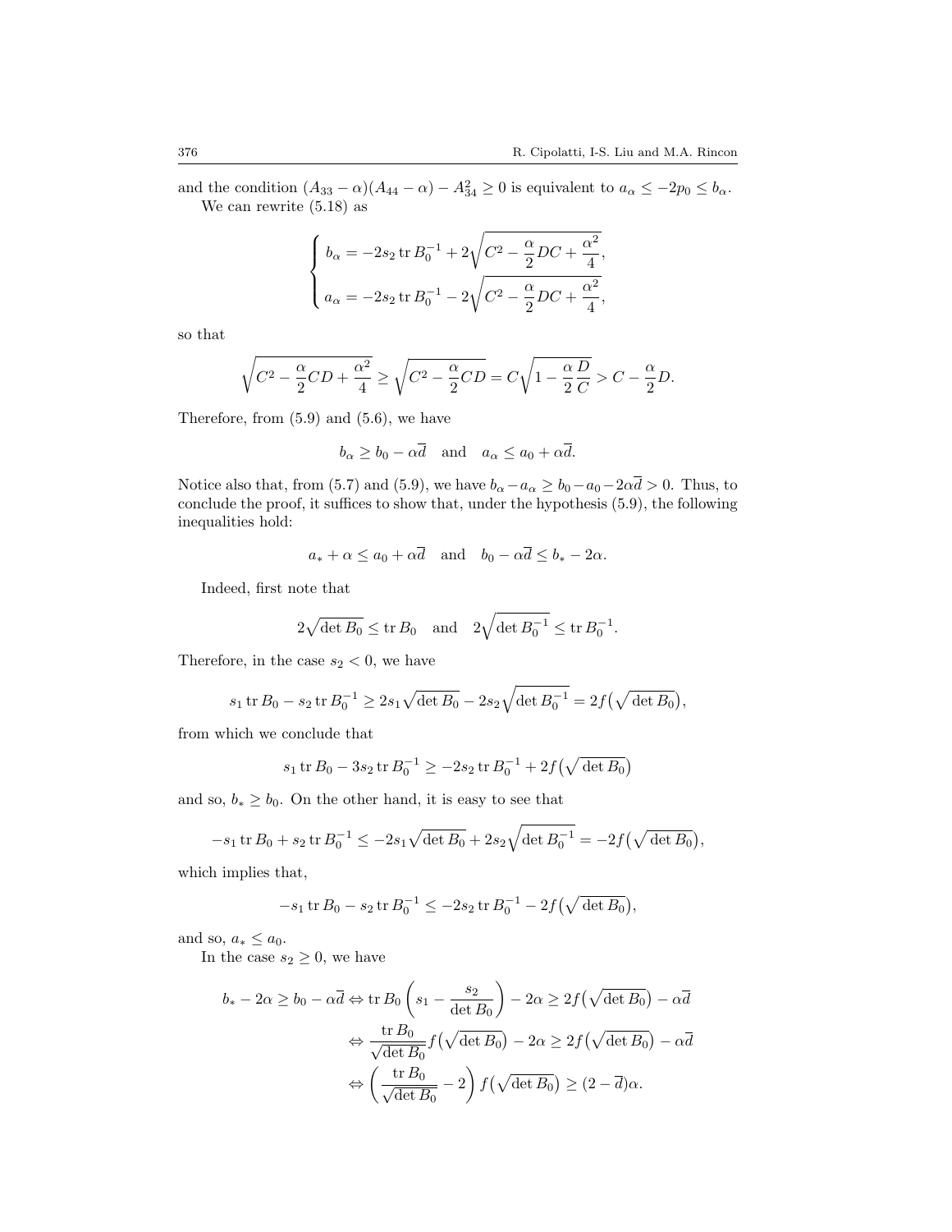and the condition $(A_{33} - \alpha)(A_{44} - \alpha) - A_{34}^2 \geq 0$ is equivalent to $a_\alpha \leq -2p_0 \leq b_\alpha$.

We can rewrite (5.18) as

$$
\begin{cases}
b_\alpha = -2s_2 \operatorname{tr} B_0^{-1} + 2\sqrt{C^2 - \dfrac{\alpha}{2}DC + \dfrac{\alpha^2}{4}}, \\[2mm]
a_\alpha = -2s_2 \operatorname{tr} B_0^{-1} - 2\sqrt{C^2 - \dfrac{\alpha}{2}DC + \dfrac{\alpha^2}{4}},
\end{cases}
$$

so that

$$
\sqrt{C^2 - \frac{\alpha}{2}CD + \frac{\alpha^2}{4}} \geq \sqrt{C^2 - \frac{\alpha}{2}CD} = C\sqrt{1 - \frac{\alpha}{2}\frac{D}{C}} > C - \frac{\alpha}{2}D.
$$

Therefore, from (5.9) and (5.6), we have

$$
b_\alpha \geq b_0 - \alpha\overline{d} \quad \text{and} \quad a_\alpha \leq a_0 + \alpha\overline{d}.
$$

Notice also that, from (5.7) and (5.9), we have $b_\alpha - a_\alpha \geq b_0 - a_0 - 2\alpha\overline{d} > 0$. Thus, to conclude the proof, it suffices to show that, under the hypothesis (5.9), the following inequalities hold:

$$
a_* + \alpha \leq a_0 + \alpha\overline{d} \quad \text{and} \quad b_0 - \alpha\overline{d} \leq b_* - 2\alpha.
$$

Indeed, first note that

$$
2\sqrt{\det B_0} \leq \operatorname{tr} B_0 \quad \text{and} \quad 2\sqrt{\det B_0^{-1}} \leq \operatorname{tr} B_0^{-1}.
$$

Therefore, in the case $s_2 < 0$, we have

$$
s_1 \operatorname{tr} B_0 - s_2 \operatorname{tr} B_0^{-1} \geq 2s_1\sqrt{\det B_0} - 2s_2\sqrt{\det B_0^{-1}} = 2f\big(\sqrt{\det B_0}\big),
$$

from which we conclude that

$$
s_1 \operatorname{tr} B_0 - 3s_2 \operatorname{tr} B_0^{-1} \geq -2s_2 \operatorname{tr} B_0^{-1} + 2f\big(\sqrt{\det B_0}\big)
$$

and so, $b_* \geq b_0$. On the other hand, it is easy to see that

$$
-s_1 \operatorname{tr} B_0 + s_2 \operatorname{tr} B_0^{-1} \leq -2s_1\sqrt{\det B_0} + 2s_2\sqrt{\det B_0^{-1}} = -2f\big(\sqrt{\det B_0}\big),
$$

which implies that,

$$
-s_1 \operatorname{tr} B_0 - s_2 \operatorname{tr} B_0^{-1} \leq -2s_2 \operatorname{tr} B_0^{-1} - 2f\big(\sqrt{\det B_0}\big),
$$

and so, $a_* \leq a_0$.

In the case $s_2 \geq 0$, we have

$$
\begin{aligned}
b_* - 2\alpha \geq b_0 - \alpha\overline{d} &\Leftrightarrow \operatorname{tr} B_0 \left(s_1 - \frac{s_2}{\det B_0}\right) - 2\alpha \geq 2f\big(\sqrt{\det B_0}\big) - \alpha\overline{d} \\
&\Leftrightarrow \frac{\operatorname{tr} B_0}{\sqrt{\det B_0}} f\big(\sqrt{\det B_0}\big) - 2\alpha \geq 2f\big(\sqrt{\det B_0}\big) - \alpha\overline{d} \\
&\Leftrightarrow \left(\frac{\operatorname{tr} B_0}{\sqrt{\det B_0}} - 2\right) f\big(\sqrt{\det B_0}\big) \geq (2 - \overline{d})\alpha.
\end{aligned}
$$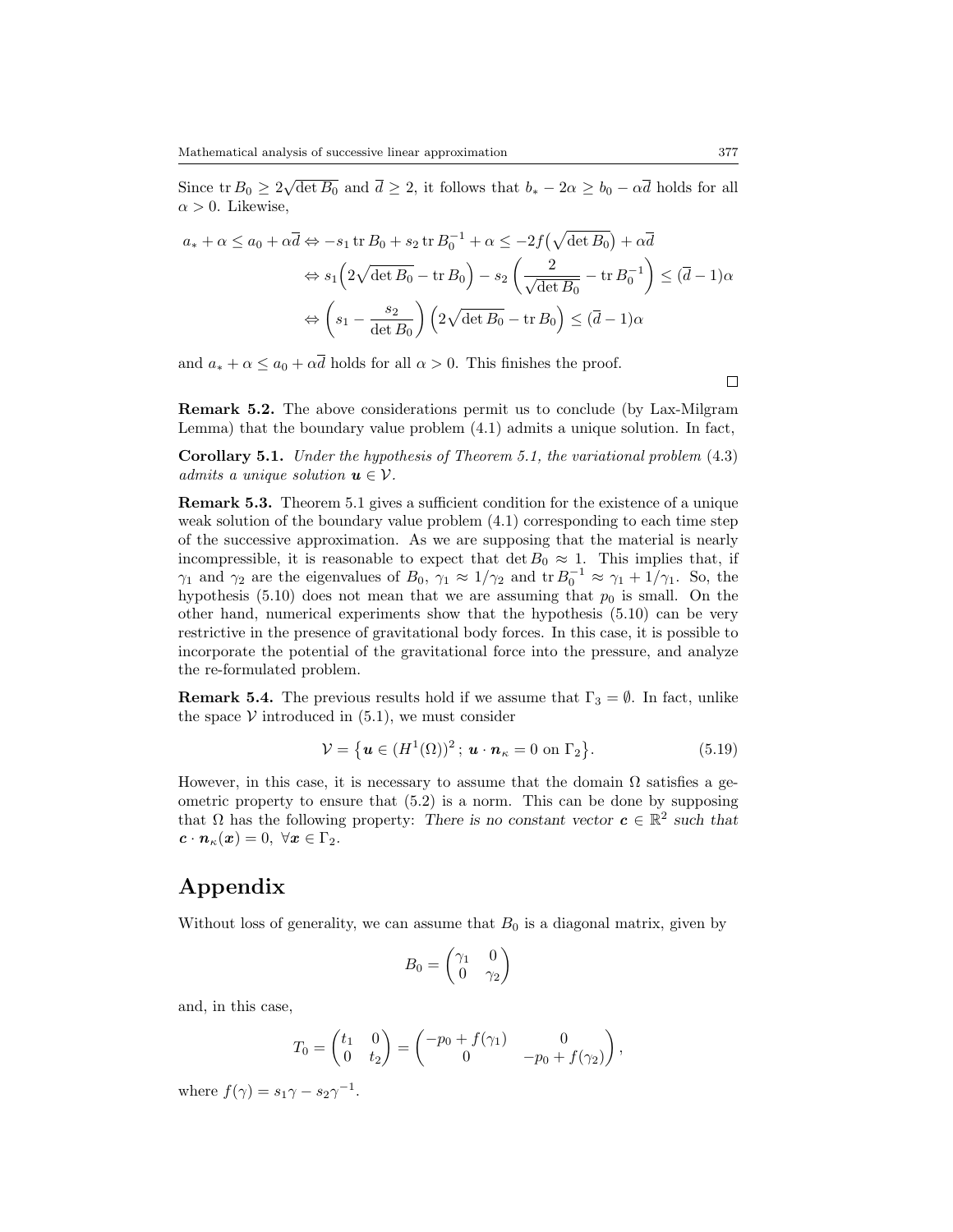Since $\operatorname{tr} B_0 \geq 2\sqrt{\det B_0}$ and $\overline{d} \geq 2$, it follows that $b_* - 2\alpha \geq b_0 - \alpha\overline{d}$ holds for all $\alpha > 0$. Likewise,

$$
\begin{aligned}
a_* + \alpha \leq a_0 + \alpha\overline{d} &\Leftrightarrow -s_1 \operatorname{tr} B_0 + s_2 \operatorname{tr} B_0^{-1} + \alpha \leq -2f\big(\sqrt{\det B_0}\big) + \alpha\overline{d} \\
&\Leftrightarrow s_1\Big(2\sqrt{\det B_0} - \operatorname{tr} B_0\Big) - s_2\left(\frac{2}{\sqrt{\det B_0}} - \operatorname{tr} B_0^{-1}\right) \leq (\overline{d} - 1)\alpha \\
&\Leftrightarrow \left(s_1 - \frac{s_2}{\det B_0}\right)\Big(2\sqrt{\det B_0} - \operatorname{tr} B_0\Big) \leq (\overline{d} - 1)\alpha
\end{aligned}
$$

and $a_* + \alpha \leq a_0 + \alpha\overline{d}$ holds for all $\alpha > 0$. This finishes the proof.

□

**Remark 5.2.** The above considerations permit us to conclude (by Lax-Milgram Lemma) that the boundary value problem (4.1) admits a unique solution. In fact,

**Corollary 5.1.** *Under the hypothesis of Theorem 5.1, the variational problem* (4.3) *admits a unique solution* $\boldsymbol{u} \in \mathcal{V}$.

**Remark 5.3.** Theorem 5.1 gives a sufficient condition for the existence of a unique weak solution of the boundary value problem (4.1) corresponding to each time step of the successive approximation. As we are supposing that the material is nearly incompressible, it is reasonable to expect that $\det B_0 \approx 1$. This implies that, if $\gamma_1$ and $\gamma_2$ are the eigenvalues of $B_0$, $\gamma_1 \approx 1/\gamma_2$ and $\operatorname{tr} B_0^{-1} \approx \gamma_1 + 1/\gamma_1$. So, the hypothesis (5.10) does not mean that we are assuming that $p_0$ is small. On the other hand, numerical experiments show that the hypothesis (5.10) can be very restrictive in the presence of gravitational body forces. In this case, it is possible to incorporate the potential of the gravitational force into the pressure, and analyze the re-formulated problem.

**Remark 5.4.** The previous results hold if we assume that $\Gamma_3 = \emptyset$. In fact, unlike the space $\mathcal{V}$ introduced in (5.1), we must consider

$$
\mathcal{V} = \big\{\boldsymbol{u} \in (H^1(\Omega))^2\,;\ \boldsymbol{u} \cdot \boldsymbol{n}_\kappa = 0 \text{ on } \Gamma_2\big\}. \tag{5.19}
$$

However, in this case, it is necessary to assume that the domain $\Omega$ satisfies a geometric property to ensure that (5.2) is a norm. This can be done by supposing that $\Omega$ has the following property: *There is no constant vector* $\boldsymbol{c} \in \mathbb{R}^2$ *such that* $\boldsymbol{c} \cdot \boldsymbol{n}_\kappa(\boldsymbol{x}) = 0,\ \forall \boldsymbol{x} \in \Gamma_2$.

# Appendix

Without loss of generality, we can assume that $B_0$ is a diagonal matrix, given by

$$
B_0 = \begin{pmatrix} \gamma_1 & 0 \\ 0 & \gamma_2 \end{pmatrix}
$$

and, in this case,

$$
T_0 = \begin{pmatrix} t_1 & 0 \\ 0 & t_2 \end{pmatrix} = \begin{pmatrix} -p_0 + f(\gamma_1) & 0 \\ 0 & -p_0 + f(\gamma_2) \end{pmatrix},
$$

where $f(\gamma) = s_1\gamma - s_2\gamma^{-1}$.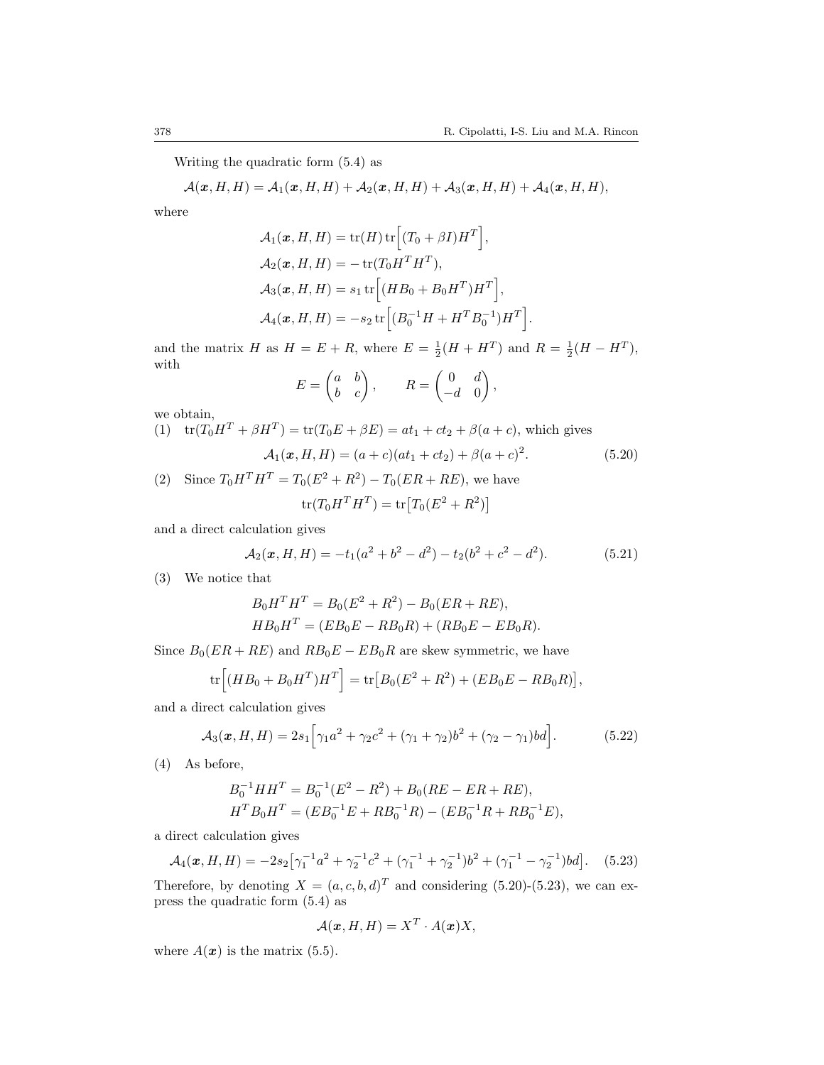Writing the quadratic form (5.4) as

$$\mathcal{A}(\boldsymbol{x}, H, H) = \mathcal{A}_1(\boldsymbol{x}, H, H) + \mathcal{A}_2(\boldsymbol{x}, H, H) + \mathcal{A}_3(\boldsymbol{x}, H, H) + \mathcal{A}_4(\boldsymbol{x}, H, H),$$

where

$$\begin{aligned}
\mathcal{A}_1(\boldsymbol{x}, H, H) &= \operatorname{tr}(H)\operatorname{tr}\Big[(T_0 + \beta I)H^T\Big],\\
\mathcal{A}_2(\boldsymbol{x}, H, H) &= -\operatorname{tr}(T_0 H^T H^T),\\
\mathcal{A}_3(\boldsymbol{x}, H, H) &= s_1 \operatorname{tr}\Big[(HB_0 + B_0 H^T)H^T\Big],\\
\mathcal{A}_4(\boldsymbol{x}, H, H) &= -s_2 \operatorname{tr}\Big[(B_0^{-1}H + H^T B_0^{-1})H^T\Big].
\end{aligned}$$

and the matrix $H$ as $H = E + R$, where $E = \frac{1}{2}(H + H^T)$ and $R = \frac{1}{2}(H - H^T)$, with

$$E = \begin{pmatrix} a & b \\ b & c \end{pmatrix}, \qquad R = \begin{pmatrix} 0 & d \\ -d & 0 \end{pmatrix},$$

we obtain,

(1) $\operatorname{tr}(T_0 H^T + \beta H^T) = \operatorname{tr}(T_0 E + \beta E) = at_1 + ct_2 + \beta(a + c)$, which gives

$$\mathcal{A}_1(\boldsymbol{x}, H, H) = (a + c)(at_1 + ct_2) + \beta(a + c)^2. \tag{5.20}$$

(2) Since $T_0 H^T H^T = T_0(E^2 + R^2) - T_0(ER + RE)$, we have

$$\operatorname{tr}(T_0 H^T H^T) = \operatorname{tr}\big[T_0(E^2 + R^2)\big]$$

and a direct calculation gives

$$\mathcal{A}_2(\boldsymbol{x}, H, H) = -t_1(a^2 + b^2 - d^2) - t_2(b^2 + c^2 - d^2). \tag{5.21}$$

(3) We notice that

$$\begin{aligned}
B_0 H^T H^T &= B_0(E^2 + R^2) - B_0(ER + RE),\\
HB_0 H^T &= (EB_0 E - RB_0 R) + (RB_0 E - EB_0 R).
\end{aligned}$$

Since $B_0(ER + RE)$ and $RB_0 E - EB_0 R$ are skew symmetric, we have

$$\operatorname{tr}\Big[(HB_0 + B_0 H^T)H^T\Big] = \operatorname{tr}\big[B_0(E^2 + R^2) + (EB_0 E - RB_0 R)\big],$$

and a direct calculation gives

$$\mathcal{A}_3(\boldsymbol{x}, H, H) = 2s_1\Big[\gamma_1 a^2 + \gamma_2 c^2 + (\gamma_1 + \gamma_2)b^2 + (\gamma_2 - \gamma_1)bd\Big]. \tag{5.22}$$

(4) As before,

$$\begin{aligned}
B_0^{-1} H H^T &= B_0^{-1}(E^2 - R^2) + B_0(RE - ER + RE),\\
H^T B_0 H^T &= (EB_0^{-1} E + RB_0^{-1} R) - (EB_0^{-1} R + RB_0^{-1} E),
\end{aligned}$$

a direct calculation gives

$$\mathcal{A}_4(\boldsymbol{x}, H, H) = -2s_2\big[\gamma_1^{-1} a^2 + \gamma_2^{-1} c^2 + (\gamma_1^{-1} + \gamma_2^{-1})b^2 + (\gamma_1^{-1} - \gamma_2^{-1})bd\big]. \tag{5.23}$$

Therefore, by denoting $X = (a, c, b, d)^T$ and considering (5.20)-(5.23), we can express the quadratic form (5.4) as

$$\mathcal{A}(\boldsymbol{x}, H, H) = X^T \cdot A(\boldsymbol{x})X,$$

where $A(\boldsymbol{x})$ is the matrix (5.5).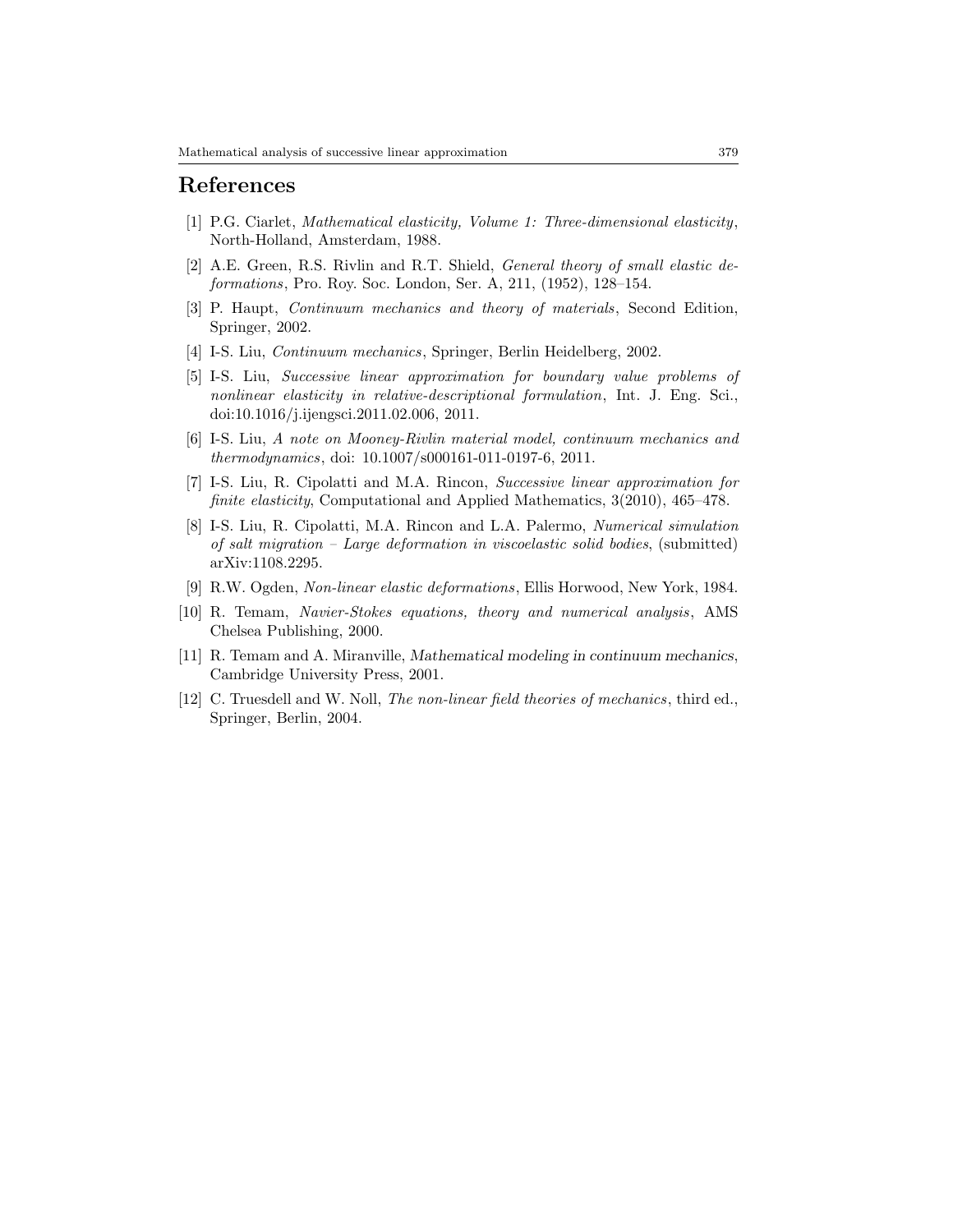# References

[1] P.G. Ciarlet, *Mathematical elasticity, Volume 1: Three-dimensional elasticity*, North-Holland, Amsterdam, 1988.

[2] A.E. Green, R.S. Rivlin and R.T. Shield, *General theory of small elastic deformations*, Pro. Roy. Soc. London, Ser. A, 211, (1952), 128–154.

[3] P. Haupt, *Continuum mechanics and theory of materials*, Second Edition, Springer, 2002.

[4] I-S. Liu, *Continuum mechanics*, Springer, Berlin Heidelberg, 2002.

[5] I-S. Liu, *Successive linear approximation for boundary value problems of nonlinear elasticity in relative-descriptional formulation*, Int. J. Eng. Sci., doi:10.1016/j.ijengsci.2011.02.006, 2011.

[6] I-S. Liu, *A note on Mooney-Rivlin material model, continuum mechanics and thermodynamics*, doi: 10.1007/s000161-011-0197-6, 2011.

[7] I-S. Liu, R. Cipolatti and M.A. Rincon, *Successive linear approximation for finite elasticity*, Computational and Applied Mathematics, 3(2010), 465–478.

[8] I-S. Liu, R. Cipolatti, M.A. Rincon and L.A. Palermo, *Numerical simulation of salt migration – Large deformation in viscoelastic solid bodies*, (submitted) arXiv:1108.2295.

[9] R.W. Ogden, *Non-linear elastic deformations*, Ellis Horwood, New York, 1984.

[10] R. Temam, *Navier-Stokes equations, theory and numerical analysis*, AMS Chelsea Publishing, 2000.

[11] R. Temam and A. Miranville, *Mathematical modeling in continuum mechanics*, Cambridge University Press, 2001.

[12] C. Truesdell and W. Noll, *The non-linear field theories of mechanics*, third ed., Springer, Berlin, 2004.